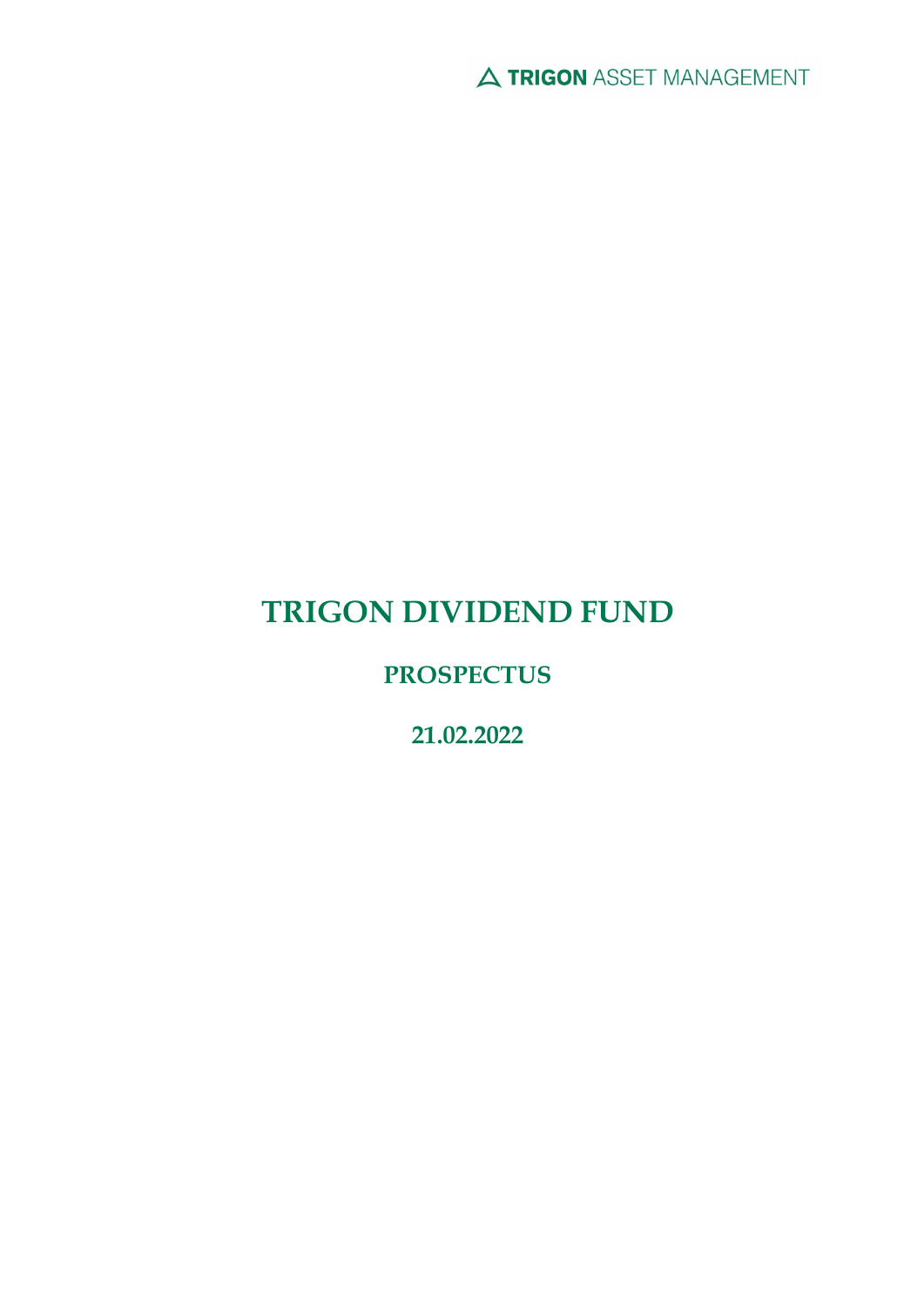TRIGON ASSET MANAGEMENT

# TRIGON DIVIDEND FUND

## PROSPECTUS

### 21.02.2022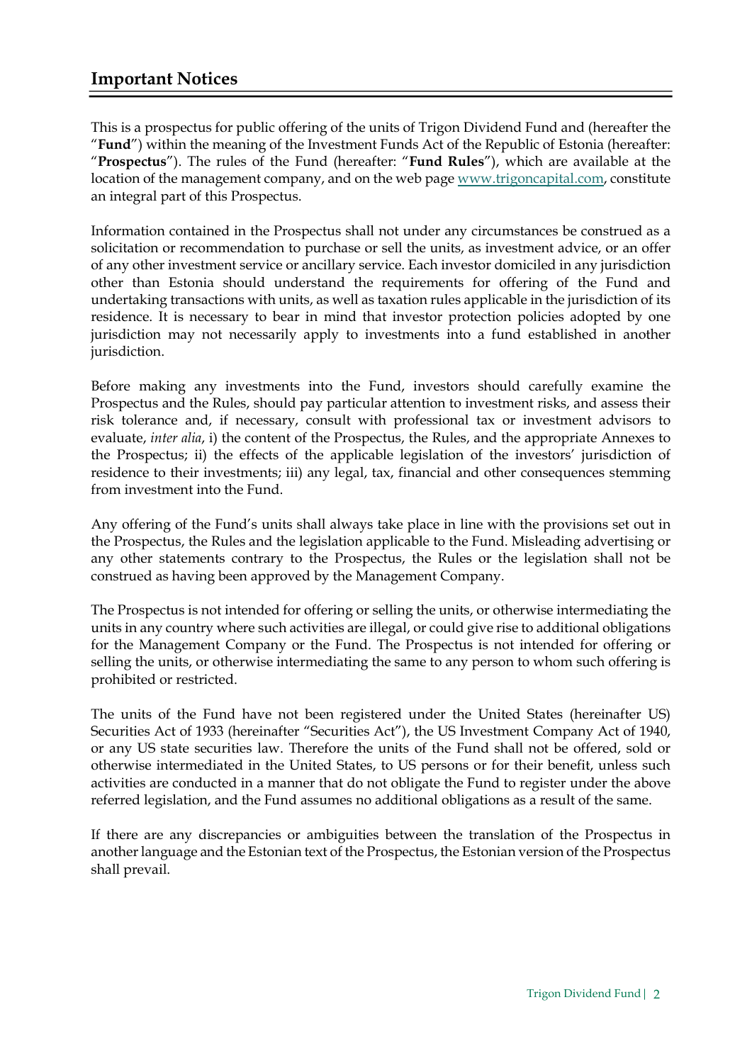## Important Notices

This is a prospectus for public offering of the units of Trigon Dividend Fund and (hereafter the "**Fund**") within the meaning of the Investment Funds Act of the Republic of Estonia (hereafter: "**Prospectus**"). The rules of the Fund (hereafter: "**Fund Rules**"), which are available at the location of the management company, and on the web page www.trigoncapital.com, constitute an integral part of this Prospectus.

Information contained in the Prospectus shall not under any circumstances be construed as a solicitation or recommendation to purchase or sell the units, as investment advice, or an offer of any other investment service or ancillary service. Each investor domiciled in any jurisdiction other than Estonia should understand the requirements for offering of the Fund and undertaking transactions with units, as well as taxation rules applicable in the jurisdiction of its residence. It is necessary to bear in mind that investor protection policies adopted by one jurisdiction may not necessarily apply to investments into a fund established in another jurisdiction.

Before making any investments into the Fund, investors should carefully examine the Prospectus and the Rules, should pay particular attention to investment risks, and assess their risk tolerance and, if necessary, consult with professional tax or investment advisors to evaluate, *inter alia*, i) the content of the Prospectus, the Rules, and the appropriate Annexes to the Prospectus; ii) the effects of the applicable legislation of the investors' jurisdiction of residence to their investments; iii) any legal, tax, financial and other consequences stemming from investment into the Fund.

Any offering of the Fund's units shall always take place in line with the provisions set out in the Prospectus, the Rules and the legislation applicable to the Fund. Misleading advertising or any other statements contrary to the Prospectus, the Rules or the legislation shall not be construed as having been approved by the Management Company.

The Prospectus is not intended for offering or selling the units, or otherwise intermediating the units in any country where such activities are illegal, or could give rise to additional obligations for the Management Company or the Fund. The Prospectus is not intended for offering or selling the units, or otherwise intermediating the same to any person to whom such offering is prohibited or restricted.

The units of the Fund have not been registered under the United States (hereinafter US) Securities Act of 1933 (hereinafter "Securities Act"), the US Investment Company Act of 1940, or any US state securities law. Therefore the units of the Fund shall not be offered, sold or otherwise intermediated in the United States, to US persons or for their benefit, unless such activities are conducted in a manner that do not obligate the Fund to register under the above referred legislation, and the Fund assumes no additional obligations as a result of the same.

If there are any discrepancies or ambiguities between the translation of the Prospectus in another language and the Estonian text of the Prospectus, the Estonian version of the Prospectus shall prevail.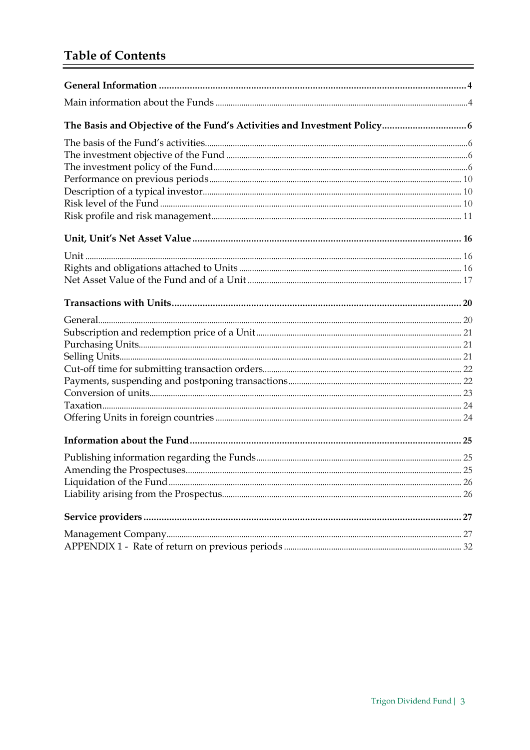# Table of Contents

**General Information** ........................................................................................................................ **4**

Main information about the Funds ............................................................................................................. 4

**The Basis and Objective of the Fund's Activities and Investment Policy** ................................ **6**

The basis of the Fund's activities ................................................................................................................ 6
The investment objective of the Fund ........................................................................................................ 6
The investment policy of the Fund ............................................................................................................. 6
Performance on previous periods .............................................................................................................. 10
Description of a typical investor ................................................................................................................ 10
Risk level of the Fund ................................................................................................................................. 10
Risk profile and risk management ............................................................................................................. 11

**Unit, Unit's Net Asset Value** ......................................................................................................... **16**

Unit .............................................................................................................................................................. 16
Rights and obligations attached to Units .................................................................................................. 16
Net Asset Value of the Fund and of a Unit ............................................................................................... 17

**Transactions with Units** ................................................................................................................ **20**

General ........................................................................................................................................................ 20
Subscription and redemption price of a Unit ........................................................................................... 21
Purchasing Units ......................................................................................................................................... 21
Selling Units ................................................................................................................................................ 21
Cut-off time for submitting transaction orders ........................................................................................ 22
Payments, suspending and postponing transactions ............................................................................... 22
Conversion of units ..................................................................................................................................... 23
Taxation ....................................................................................................................................................... 24
Offering Units in foreign countries ........................................................................................................... 24

**Information about the Fund** .......................................................................................................... **25**

Publishing information regarding the Funds ........................................................................................... 25
Amending the Prospectuses ....................................................................................................................... 25
Liquidation of the Fund .............................................................................................................................. 26
Liability arising from the Prospectus ........................................................................................................ 26

**Service providers** ............................................................................................................................ **27**

Management Company ............................................................................................................................. 27
APPENDIX 1 - Rate of return on previous periods .................................................................................. 32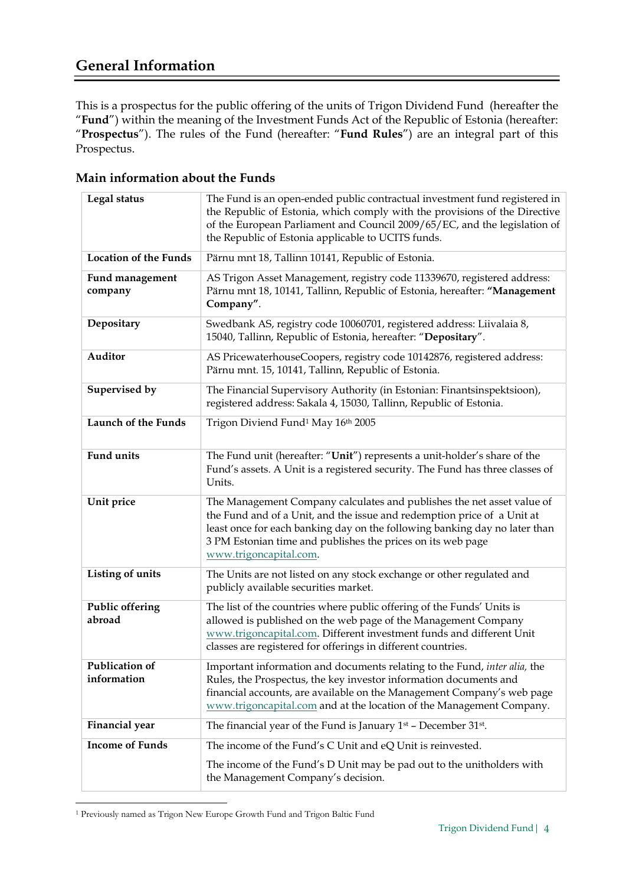# General Information

This is a prospectus for the public offering of the units of Trigon Dividend Fund (hereafter the "**Fund**") within the meaning of the Investment Funds Act of the Republic of Estonia (hereafter: "**Prospectus**"). The rules of the Fund (hereafter: "**Fund Rules**") are an integral part of this Prospectus.

## Main information about the Funds

| | |
|---|---|
| **Legal status** | The Fund is an open-ended public contractual investment fund registered in the Republic of Estonia, which comply with the provisions of the Directive of the European Parliament and Council 2009/65/EC, and the legislation of the Republic of Estonia applicable to UCITS funds. |
| **Location of the Funds** | Pärnu mnt 18, Tallinn 10141, Republic of Estonia. |
| **Fund management company** | AS Trigon Asset Management, registry code 11339670, registered address: Pärnu mnt 18, 10141, Tallinn, Republic of Estonia, hereafter: **"Management Company"**. |
| **Depositary** | Swedbank AS, registry code 10060701, registered address: Liivalaia 8, 15040, Tallinn, Republic of Estonia, hereafter: "**Depositary**". |
| **Auditor** | AS PricewaterhouseCoopers, registry code 10142876, registered address: Pärnu mnt. 15, 10141, Tallinn, Republic of Estonia. |
| **Supervised by** | The Financial Supervisory Authority (in Estonian: Finantsinspektsioon), registered address: Sakala 4, 15030, Tallinn, Republic of Estonia. |
| **Launch of the Funds** | Trigon Diviend Fund[1] May 16th 2005 |
| **Fund units** | The Fund unit (hereafter: "**Unit**") represents a unit-holder's share of the Fund's assets. A Unit is a registered security. The Fund has three classes of Units. |
| **Unit price** | The Management Company calculates and publishes the net asset value of the Fund and of a Unit, and the issue and redemption price of a Unit at least once for each banking day on the following banking day no later than 3 PM Estonian time and publishes the prices on its web page www.trigoncapital.com. |
| **Listing of units** | The Units are not listed on any stock exchange or other regulated and publicly available securities market. |
| **Public offering abroad** | The list of the countries where public offering of the Funds' Units is allowed is published on the web page of the Management Company www.trigoncapital.com. Different investment funds and different Unit classes are registered for offerings in different countries. |
| **Publication of information** | Important information and documents relating to the Fund, *inter alia,* the Rules, the Prospectus, the key investor information documents and financial accounts, are available on the Management Company's web page www.trigoncapital.com and at the location of the Management Company. |
| **Financial year** | The financial year of the Fund is January 1st – December 31st. |
| **Income of Funds** | The income of the Fund's C Unit and eQ Unit is reinvested.<br><br>The income of the Fund's D Unit may be pad out to the unitholders with the Management Company's decision. |

[1] Previously named as Trigon New Europe Growth Fund and Trigon Baltic Fund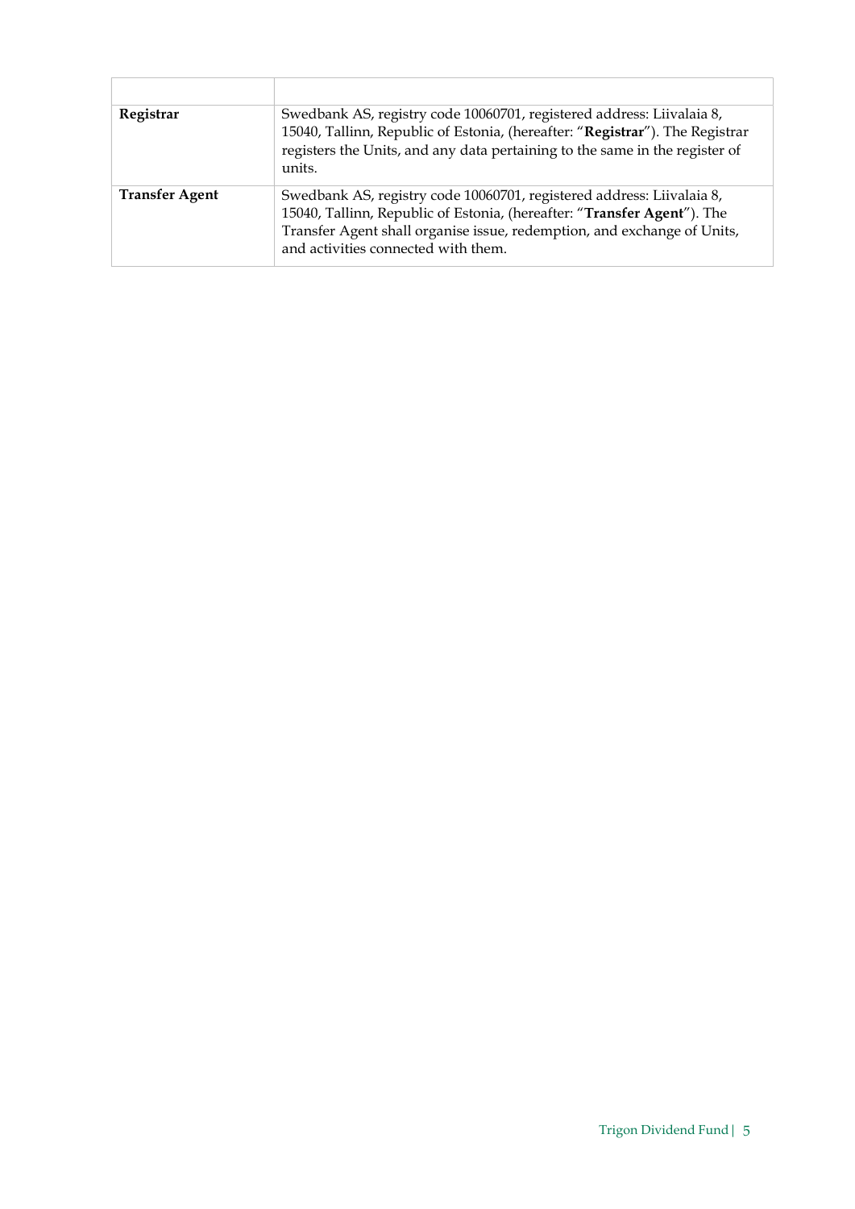| | |
|---|---|
| **Registrar** | Swedbank AS, registry code 10060701, registered address: Liivalaia 8, 15040, Tallinn, Republic of Estonia, (hereafter: "**Registrar**"). The Registrar registers the Units, and any data pertaining to the same in the register of units. |
| **Transfer Agent** | Swedbank AS, registry code 10060701, registered address: Liivalaia 8, 15040, Tallinn, Republic of Estonia, (hereafter: "**Transfer Agent**"). The Transfer Agent shall organise issue, redemption, and exchange of Units, and activities connected with them. |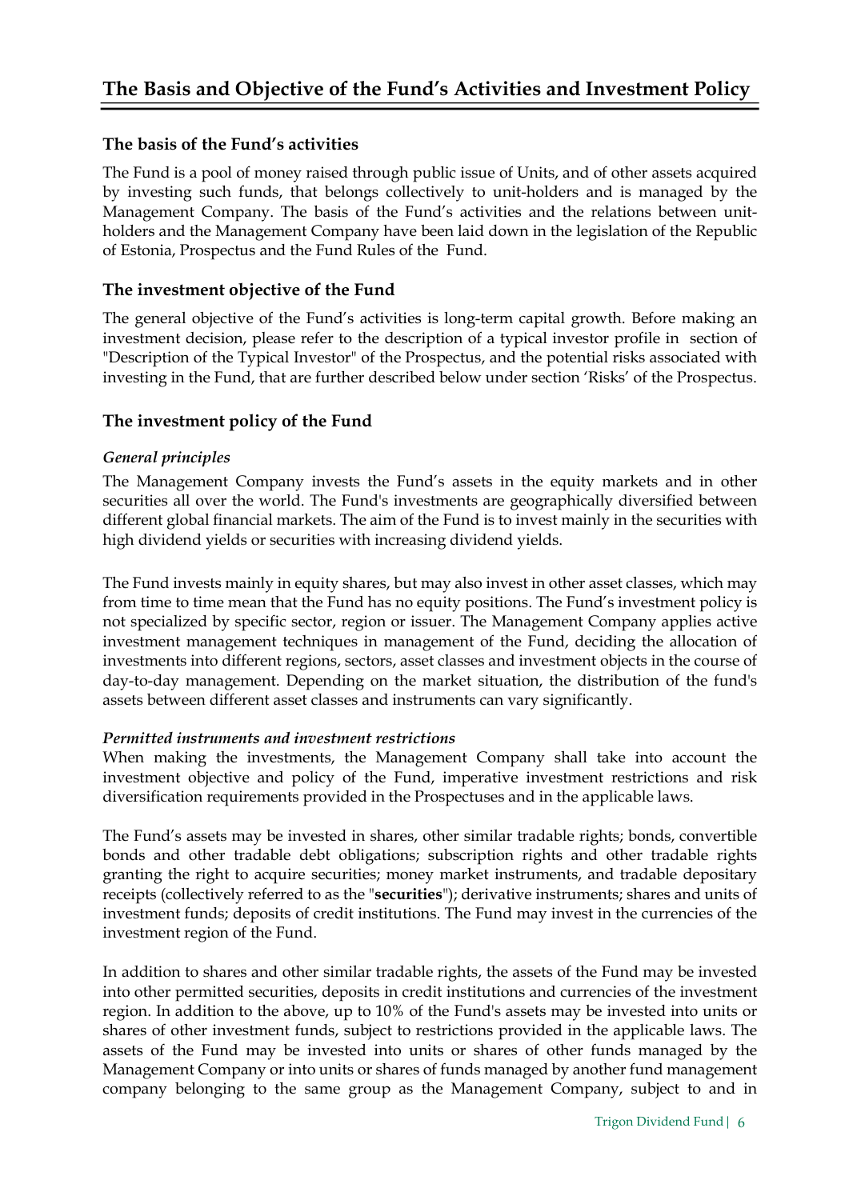# The Basis and Objective of the Fund's Activities and Investment Policy

## The basis of the Fund's activities

The Fund is a pool of money raised through public issue of Units, and of other assets acquired by investing such funds, that belongs collectively to unit-holders and is managed by the Management Company. The basis of the Fund's activities and the relations between unit-holders and the Management Company have been laid down in the legislation of the Republic of Estonia, Prospectus and the Fund Rules of the Fund.

## The investment objective of the Fund

The general objective of the Fund's activities is long-term capital growth. Before making an investment decision, please refer to the description of a typical investor profile in section of "Description of the Typical Investor" of the Prospectus, and the potential risks associated with investing in the Fund, that are further described below under section 'Risks' of the Prospectus.

## The investment policy of the Fund

### *General principles*

The Management Company invests the Fund's assets in the equity markets and in other securities all over the world. The Fund's investments are geographically diversified between different global financial markets. The aim of the Fund is to invest mainly in the securities with high dividend yields or securities with increasing dividend yields.

The Fund invests mainly in equity shares, but may also invest in other asset classes, which may from time to time mean that the Fund has no equity positions. The Fund's investment policy is not specialized by specific sector, region or issuer. The Management Company applies active investment management techniques in management of the Fund, deciding the allocation of investments into different regions, sectors, asset classes and investment objects in the course of day-to-day management. Depending on the market situation, the distribution of the fund's assets between different asset classes and instruments can vary significantly.

### *Permitted instruments and investment restrictions*

When making the investments, the Management Company shall take into account the investment objective and policy of the Fund, imperative investment restrictions and risk diversification requirements provided in the Prospectuses and in the applicable laws.

The Fund's assets may be invested in shares, other similar tradable rights; bonds, convertible bonds and other tradable debt obligations; subscription rights and other tradable rights granting the right to acquire securities; money market instruments, and tradable depositary receipts (collectively referred to as the "**securities**"); derivative instruments; shares and units of investment funds; deposits of credit institutions. The Fund may invest in the currencies of the investment region of the Fund.

In addition to shares and other similar tradable rights, the assets of the Fund may be invested into other permitted securities, deposits in credit institutions and currencies of the investment region. In addition to the above, up to 10% of the Fund's assets may be invested into units or shares of other investment funds, subject to restrictions provided in the applicable laws. The assets of the Fund may be invested into units or shares of other funds managed by the Management Company or into units or shares of funds managed by another fund management company belonging to the same group as the Management Company, subject to and in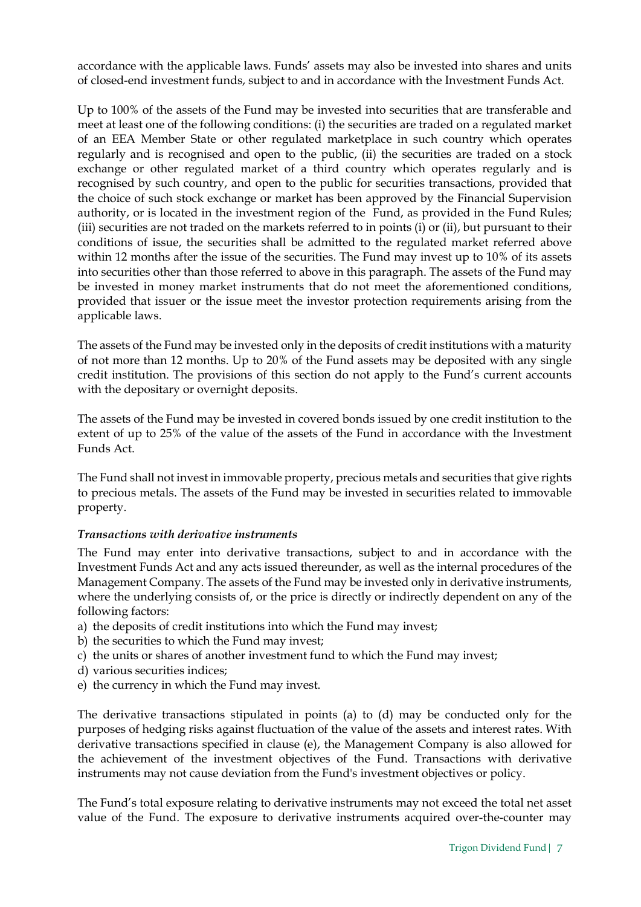accordance with the applicable laws. Funds' assets may also be invested into shares and units of closed-end investment funds, subject to and in accordance with the Investment Funds Act.

Up to 100% of the assets of the Fund may be invested into securities that are transferable and meet at least one of the following conditions: (i) the securities are traded on a regulated market of an EEA Member State or other regulated marketplace in such country which operates regularly and is recognised and open to the public, (ii) the securities are traded on a stock exchange or other regulated market of a third country which operates regularly and is recognised by such country, and open to the public for securities transactions, provided that the choice of such stock exchange or market has been approved by the Financial Supervision authority, or is located in the investment region of the Fund, as provided in the Fund Rules; (iii) securities are not traded on the markets referred to in points (i) or (ii), but pursuant to their conditions of issue, the securities shall be admitted to the regulated market referred above within 12 months after the issue of the securities. The Fund may invest up to 10% of its assets into securities other than those referred to above in this paragraph. The assets of the Fund may be invested in money market instruments that do not meet the aforementioned conditions, provided that issuer or the issue meet the investor protection requirements arising from the applicable laws.

The assets of the Fund may be invested only in the deposits of credit institutions with a maturity of not more than 12 months. Up to 20% of the Fund assets may be deposited with any single credit institution. The provisions of this section do not apply to the Fund's current accounts with the depositary or overnight deposits.

The assets of the Fund may be invested in covered bonds issued by one credit institution to the extent of up to 25% of the value of the assets of the Fund in accordance with the Investment Funds Act.

The Fund shall not invest in immovable property, precious metals and securities that give rights to precious metals. The assets of the Fund may be invested in securities related to immovable property.

***Transactions with derivative instruments***

The Fund may enter into derivative transactions, subject to and in accordance with the Investment Funds Act and any acts issued thereunder, as well as the internal procedures of the Management Company. The assets of the Fund may be invested only in derivative instruments, where the underlying consists of, or the price is directly or indirectly dependent on any of the following factors:

a) the deposits of credit institutions into which the Fund may invest;
b) the securities to which the Fund may invest;
c) the units or shares of another investment fund to which the Fund may invest;
d) various securities indices;
e) the currency in which the Fund may invest.

The derivative transactions stipulated in points (a) to (d) may be conducted only for the purposes of hedging risks against fluctuation of the value of the assets and interest rates. With derivative transactions specified in clause (e), the Management Company is also allowed for the achievement of the investment objectives of the Fund. Transactions with derivative instruments may not cause deviation from the Fund's investment objectives or policy.

The Fund's total exposure relating to derivative instruments may not exceed the total net asset value of the Fund. The exposure to derivative instruments acquired over-the-counter may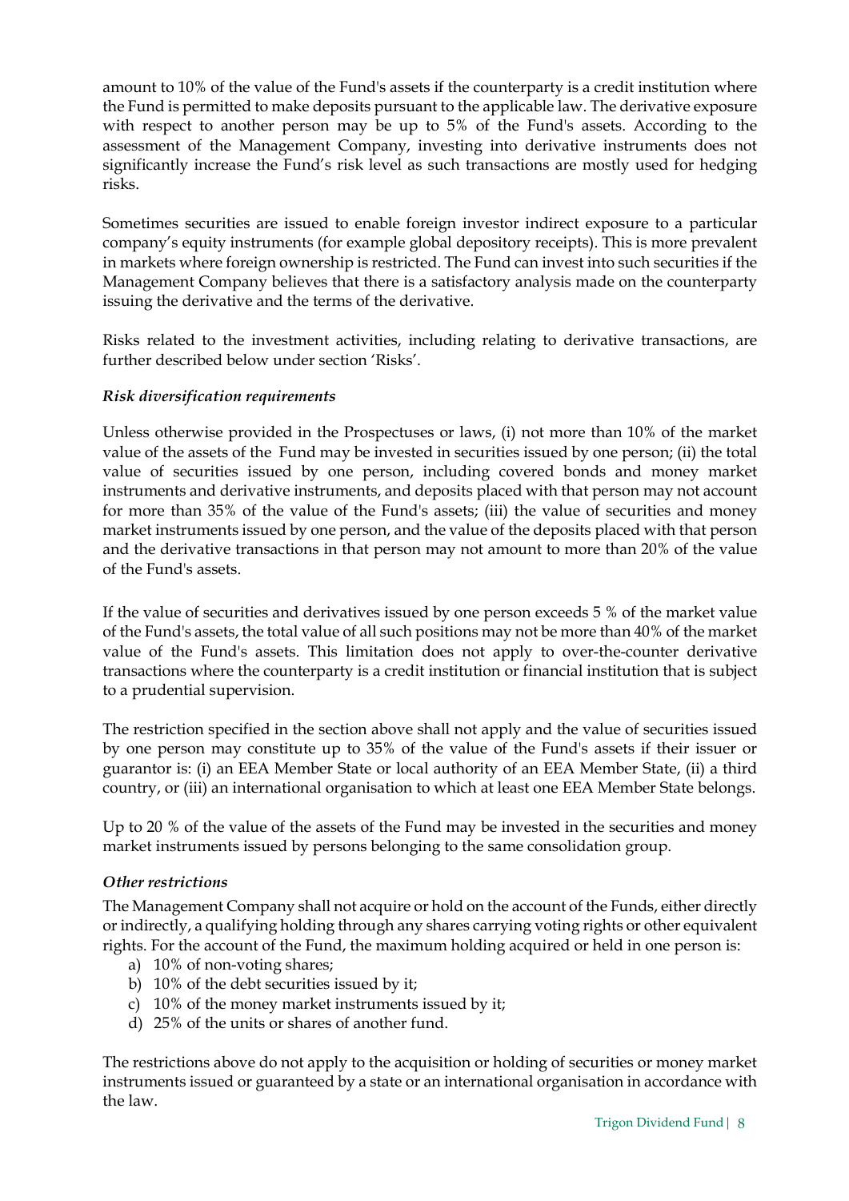amount to 10% of the value of the Fund's assets if the counterparty is a credit institution where the Fund is permitted to make deposits pursuant to the applicable law. The derivative exposure with respect to another person may be up to 5% of the Fund's assets. According to the assessment of the Management Company, investing into derivative instruments does not significantly increase the Fund's risk level as such transactions are mostly used for hedging risks.

Sometimes securities are issued to enable foreign investor indirect exposure to a particular company's equity instruments (for example global depository receipts). This is more prevalent in markets where foreign ownership is restricted. The Fund can invest into such securities if the Management Company believes that there is a satisfactory analysis made on the counterparty issuing the derivative and the terms of the derivative.

Risks related to the investment activities, including relating to derivative transactions, are further described below under section 'Risks'.

***Risk diversification requirements***

Unless otherwise provided in the Prospectuses or laws, (i) not more than 10% of the market value of the assets of the Fund may be invested in securities issued by one person; (ii) the total value of securities issued by one person, including covered bonds and money market instruments and derivative instruments, and deposits placed with that person may not account for more than 35% of the value of the Fund's assets; (iii) the value of securities and money market instruments issued by one person, and the value of the deposits placed with that person and the derivative transactions in that person may not amount to more than 20% of the value of the Fund's assets.

If the value of securities and derivatives issued by one person exceeds 5 % of the market value of the Fund's assets, the total value of all such positions may not be more than 40% of the market value of the Fund's assets. This limitation does not apply to over-the-counter derivative transactions where the counterparty is a credit institution or financial institution that is subject to a prudential supervision.

The restriction specified in the section above shall not apply and the value of securities issued by one person may constitute up to 35% of the value of the Fund's assets if their issuer or guarantor is: (i) an EEA Member State or local authority of an EEA Member State, (ii) a third country, or (iii) an international organisation to which at least one EEA Member State belongs.

Up to 20 % of the value of the assets of the Fund may be invested in the securities and money market instruments issued by persons belonging to the same consolidation group.

***Other restrictions***

The Management Company shall not acquire or hold on the account of the Funds, either directly or indirectly, a qualifying holding through any shares carrying voting rights or other equivalent rights. For the account of the Fund, the maximum holding acquired or held in one person is:

a) 10% of non-voting shares;
b) 10% of the debt securities issued by it;
c) 10% of the money market instruments issued by it;
d) 25% of the units or shares of another fund.

The restrictions above do not apply to the acquisition or holding of securities or money market instruments issued or guaranteed by a state or an international organisation in accordance with the law.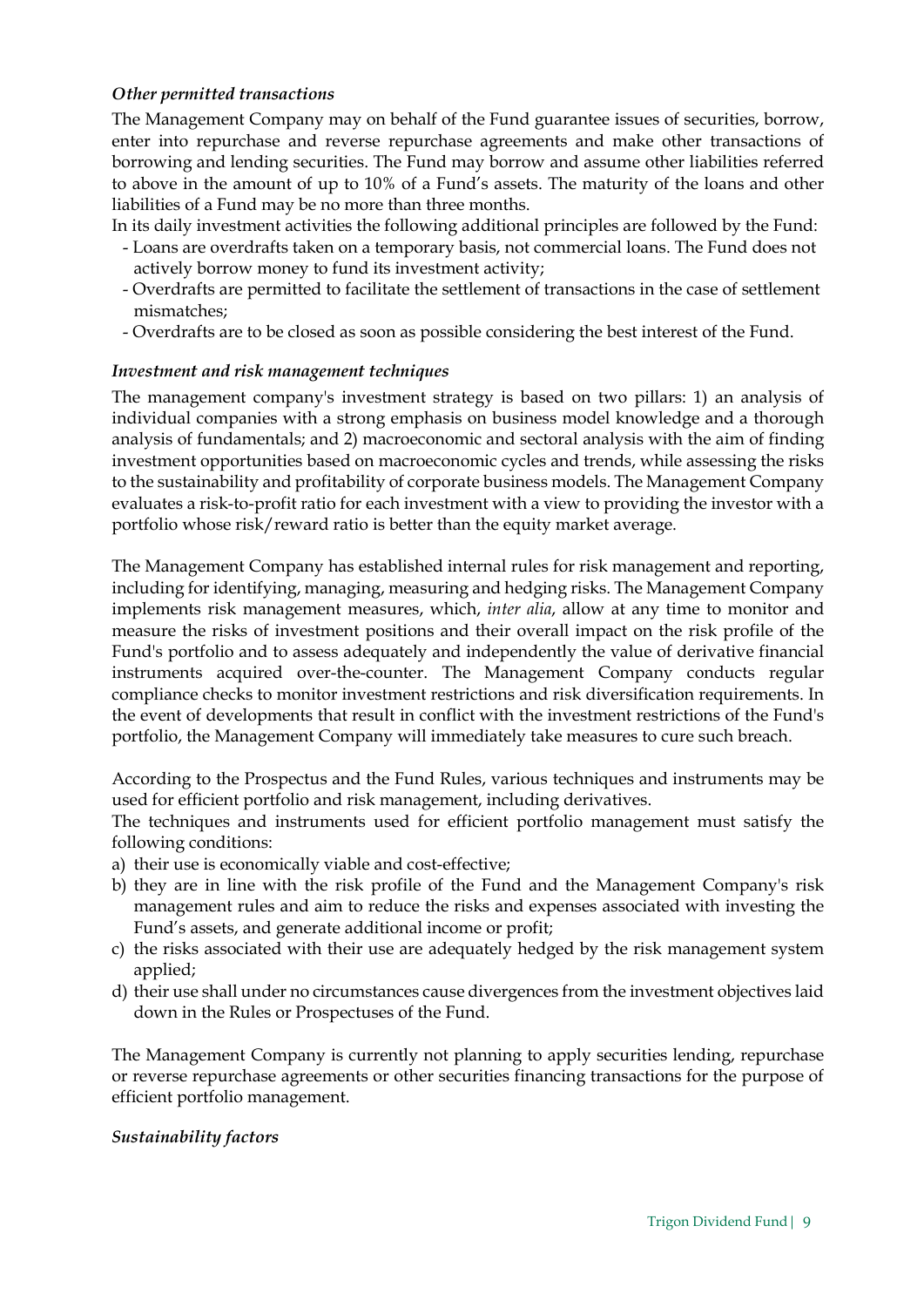*Other permitted transactions*

The Management Company may on behalf of the Fund guarantee issues of securities, borrow, enter into repurchase and reverse repurchase agreements and make other transactions of borrowing and lending securities. The Fund may borrow and assume other liabilities referred to above in the amount of up to 10% of a Fund's assets. The maturity of the loans and other liabilities of a Fund may be no more than three months.

In its daily investment activities the following additional principles are followed by the Fund:

- Loans are overdrafts taken on a temporary basis, not commercial loans. The Fund does not actively borrow money to fund its investment activity;
- Overdrafts are permitted to facilitate the settlement of transactions in the case of settlement mismatches;
- Overdrafts are to be closed as soon as possible considering the best interest of the Fund.

*Investment and risk management techniques*

The management company's investment strategy is based on two pillars: 1) an analysis of individual companies with a strong emphasis on business model knowledge and a thorough analysis of fundamentals; and 2) macroeconomic and sectoral analysis with the aim of finding investment opportunities based on macroeconomic cycles and trends, while assessing the risks to the sustainability and profitability of corporate business models. The Management Company evaluates a risk-to-profit ratio for each investment with a view to providing the investor with a portfolio whose risk/reward ratio is better than the equity market average.

The Management Company has established internal rules for risk management and reporting, including for identifying, managing, measuring and hedging risks. The Management Company implements risk management measures, which, *inter alia*, allow at any time to monitor and measure the risks of investment positions and their overall impact on the risk profile of the Fund's portfolio and to assess adequately and independently the value of derivative financial instruments acquired over-the-counter. The Management Company conducts regular compliance checks to monitor investment restrictions and risk diversification requirements. In the event of developments that result in conflict with the investment restrictions of the Fund's portfolio, the Management Company will immediately take measures to cure such breach.

According to the Prospectus and the Fund Rules, various techniques and instruments may be used for efficient portfolio and risk management, including derivatives.

The techniques and instruments used for efficient portfolio management must satisfy the following conditions:

a) their use is economically viable and cost-effective;
b) they are in line with the risk profile of the Fund and the Management Company's risk management rules and aim to reduce the risks and expenses associated with investing the Fund's assets, and generate additional income or profit;
c) the risks associated with their use are adequately hedged by the risk management system applied;
d) their use shall under no circumstances cause divergences from the investment objectives laid down in the Rules or Prospectuses of the Fund.

The Management Company is currently not planning to apply securities lending, repurchase or reverse repurchase agreements or other securities financing transactions for the purpose of efficient portfolio management.

*Sustainability factors*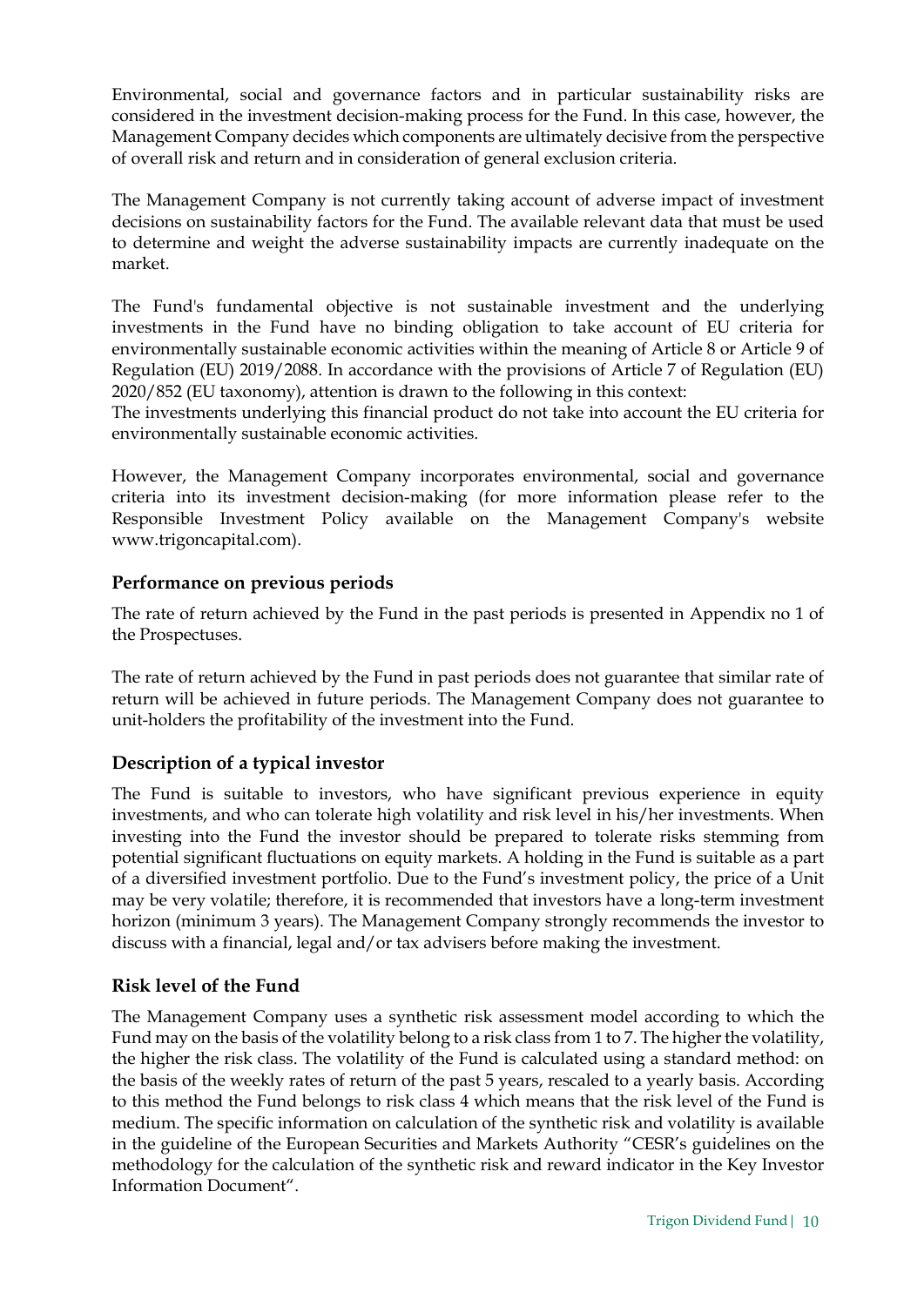Environmental, social and governance factors and in particular sustainability risks are considered in the investment decision-making process for the Fund. In this case, however, the Management Company decides which components are ultimately decisive from the perspective of overall risk and return and in consideration of general exclusion criteria.

The Management Company is not currently taking account of adverse impact of investment decisions on sustainability factors for the Fund. The available relevant data that must be used to determine and weight the adverse sustainability impacts are currently inadequate on the market.

The Fund's fundamental objective is not sustainable investment and the underlying investments in the Fund have no binding obligation to take account of EU criteria for environmentally sustainable economic activities within the meaning of Article 8 or Article 9 of Regulation (EU) 2019/2088. In accordance with the provisions of Article 7 of Regulation (EU) 2020/852 (EU taxonomy), attention is drawn to the following in this context:
The investments underlying this financial product do not take into account the EU criteria for environmentally sustainable economic activities.

However, the Management Company incorporates environmental, social and governance criteria into its investment decision-making (for more information please refer to the Responsible Investment Policy available on the Management Company's website www.trigoncapital.com).

### Performance on previous periods

The rate of return achieved by the Fund in the past periods is presented in Appendix no 1 of the Prospectuses.

The rate of return achieved by the Fund in past periods does not guarantee that similar rate of return will be achieved in future periods. The Management Company does not guarantee to unit-holders the profitability of the investment into the Fund.

### Description of a typical investor

The Fund is suitable to investors, who have significant previous experience in equity investments, and who can tolerate high volatility and risk level in his/her investments. When investing into the Fund the investor should be prepared to tolerate risks stemming from potential significant fluctuations on equity markets. A holding in the Fund is suitable as a part of a diversified investment portfolio. Due to the Fund's investment policy, the price of a Unit may be very volatile; therefore, it is recommended that investors have a long-term investment horizon (minimum 3 years). The Management Company strongly recommends the investor to discuss with a financial, legal and/or tax advisers before making the investment.

### Risk level of the Fund

The Management Company uses a synthetic risk assessment model according to which the Fund may on the basis of the volatility belong to a risk class from 1 to 7. The higher the volatility, the higher the risk class. The volatility of the Fund is calculated using a standard method: on the basis of the weekly rates of return of the past 5 years, rescaled to a yearly basis. According to this method the Fund belongs to risk class 4 which means that the risk level of the Fund is medium. The specific information on calculation of the synthetic risk and volatility is available in the guideline of the European Securities and Markets Authority "CESR's guidelines on the methodology for the calculation of the synthetic risk and reward indicator in the Key Investor Information Document".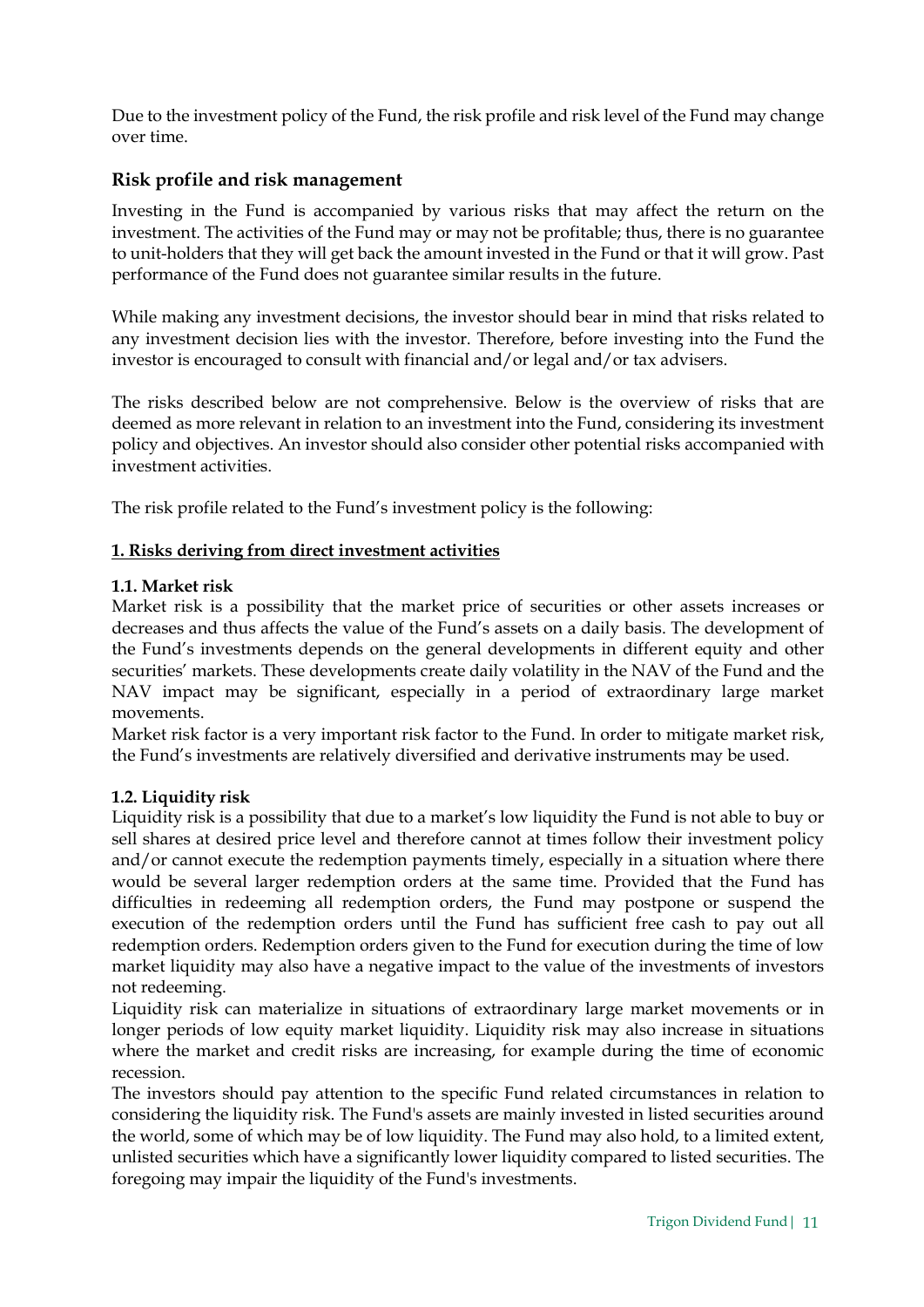Due to the investment policy of the Fund, the risk profile and risk level of the Fund may change over time.

## Risk profile and risk management

Investing in the Fund is accompanied by various risks that may affect the return on the investment. The activities of the Fund may or may not be profitable; thus, there is no guarantee to unit-holders that they will get back the amount invested in the Fund or that it will grow. Past performance of the Fund does not guarantee similar results in the future.

While making any investment decisions, the investor should bear in mind that risks related to any investment decision lies with the investor. Therefore, before investing into the Fund the investor is encouraged to consult with financial and/or legal and/or tax advisers.

The risks described below are not comprehensive. Below is the overview of risks that are deemed as more relevant in relation to an investment into the Fund, considering its investment policy and objectives. An investor should also consider other potential risks accompanied with investment activities.

The risk profile related to the Fund's investment policy is the following:

### 1. Risks deriving from direct investment activities

**1.1. Market risk**

Market risk is a possibility that the market price of securities or other assets increases or decreases and thus affects the value of the Fund's assets on a daily basis. The development of the Fund's investments depends on the general developments in different equity and other securities' markets. These developments create daily volatility in the NAV of the Fund and the NAV impact may be significant, especially in a period of extraordinary large market movements.

Market risk factor is a very important risk factor to the Fund. In order to mitigate market risk, the Fund's investments are relatively diversified and derivative instruments may be used.

**1.2. Liquidity risk**

Liquidity risk is a possibility that due to a market's low liquidity the Fund is not able to buy or sell shares at desired price level and therefore cannot at times follow their investment policy and/or cannot execute the redemption payments timely, especially in a situation where there would be several larger redemption orders at the same time. Provided that the Fund has difficulties in redeeming all redemption orders, the Fund may postpone or suspend the execution of the redemption orders until the Fund has sufficient free cash to pay out all redemption orders. Redemption orders given to the Fund for execution during the time of low market liquidity may also have a negative impact to the value of the investments of investors not redeeming.

Liquidity risk can materialize in situations of extraordinary large market movements or in longer periods of low equity market liquidity. Liquidity risk may also increase in situations where the market and credit risks are increasing, for example during the time of economic recession.

The investors should pay attention to the specific Fund related circumstances in relation to considering the liquidity risk. The Fund's assets are mainly invested in listed securities around the world, some of which may be of low liquidity. The Fund may also hold, to a limited extent, unlisted securities which have a significantly lower liquidity compared to listed securities. The foregoing may impair the liquidity of the Fund's investments.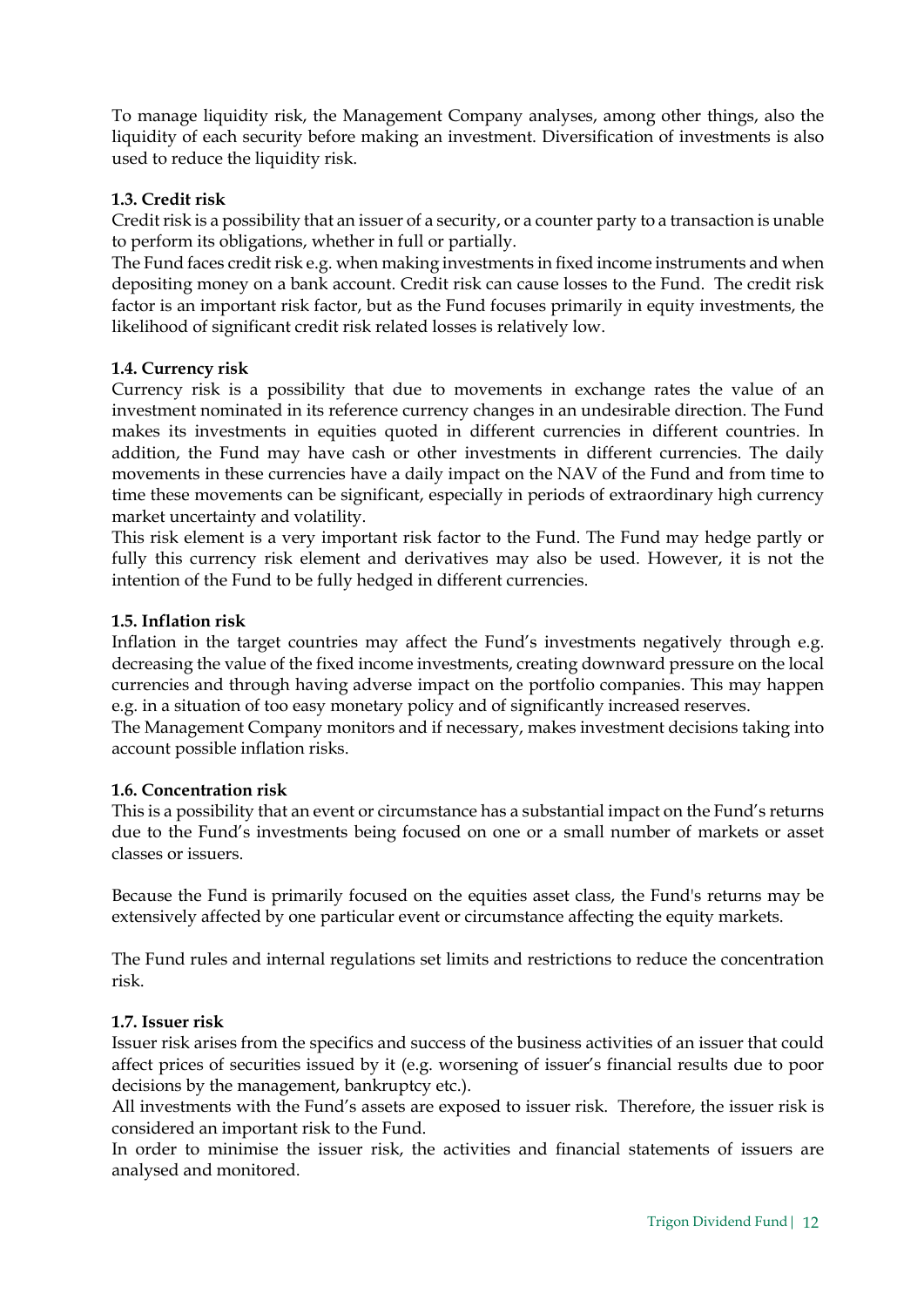To manage liquidity risk, the Management Company analyses, among other things, also the liquidity of each security before making an investment. Diversification of investments is also used to reduce the liquidity risk.

### 1.3. Credit risk

Credit risk is a possibility that an issuer of a security, or a counter party to a transaction is unable to perform its obligations, whether in full or partially.

The Fund faces credit risk e.g. when making investments in fixed income instruments and when depositing money on a bank account. Credit risk can cause losses to the Fund. The credit risk factor is an important risk factor, but as the Fund focuses primarily in equity investments, the likelihood of significant credit risk related losses is relatively low.

### 1.4. Currency risk

Currency risk is a possibility that due to movements in exchange rates the value of an investment nominated in its reference currency changes in an undesirable direction. The Fund makes its investments in equities quoted in different currencies in different countries. In addition, the Fund may have cash or other investments in different currencies. The daily movements in these currencies have a daily impact on the NAV of the Fund and from time to time these movements can be significant, especially in periods of extraordinary high currency market uncertainty and volatility.

This risk element is a very important risk factor to the Fund. The Fund may hedge partly or fully this currency risk element and derivatives may also be used. However, it is not the intention of the Fund to be fully hedged in different currencies.

### 1.5. Inflation risk

Inflation in the target countries may affect the Fund's investments negatively through e.g. decreasing the value of the fixed income investments, creating downward pressure on the local currencies and through having adverse impact on the portfolio companies. This may happen e.g. in a situation of too easy monetary policy and of significantly increased reserves.

The Management Company monitors and if necessary, makes investment decisions taking into account possible inflation risks.

### 1.6. Concentration risk

This is a possibility that an event or circumstance has a substantial impact on the Fund's returns due to the Fund's investments being focused on one or a small number of markets or asset classes or issuers.

Because the Fund is primarily focused on the equities asset class, the Fund's returns may be extensively affected by one particular event or circumstance affecting the equity markets.

The Fund rules and internal regulations set limits and restrictions to reduce the concentration risk.

### 1.7. Issuer risk

Issuer risk arises from the specifics and success of the business activities of an issuer that could affect prices of securities issued by it (e.g. worsening of issuer's financial results due to poor decisions by the management, bankruptcy etc.).

All investments with the Fund's assets are exposed to issuer risk. Therefore, the issuer risk is considered an important risk to the Fund.

In order to minimise the issuer risk, the activities and financial statements of issuers are analysed and monitored.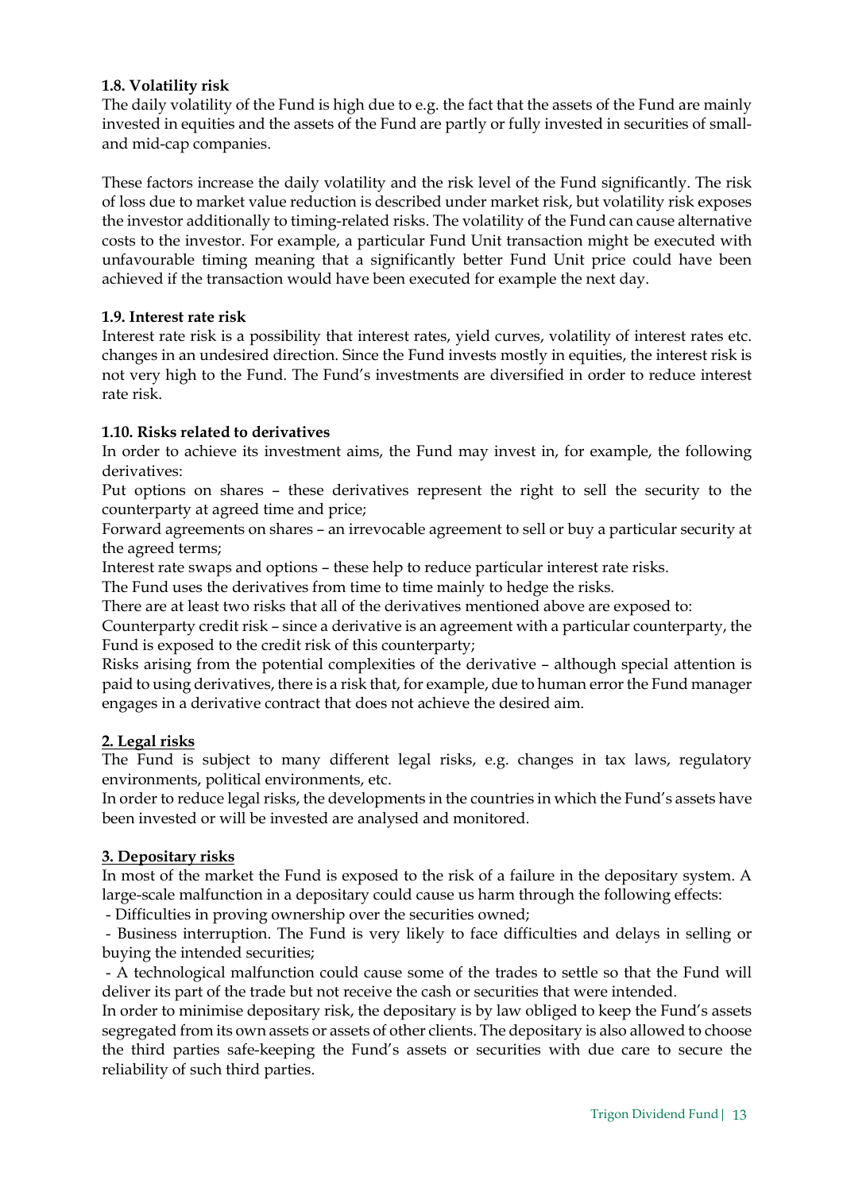#### 1.8. Volatility risk

The daily volatility of the Fund is high due to e.g. the fact that the assets of the Fund are mainly invested in equities and the assets of the Fund are partly or fully invested in securities of small- and mid-cap companies.

These factors increase the daily volatility and the risk level of the Fund significantly. The risk of loss due to market value reduction is described under market risk, but volatility risk exposes the investor additionally to timing-related risks. The volatility of the Fund can cause alternative costs to the investor. For example, a particular Fund Unit transaction might be executed with unfavourable timing meaning that a significantly better Fund Unit price could have been achieved if the transaction would have been executed for example the next day.

#### 1.9. Interest rate risk

Interest rate risk is a possibility that interest rates, yield curves, volatility of interest rates etc. changes in an undesired direction. Since the Fund invests mostly in equities, the interest risk is not very high to the Fund. The Fund's investments are diversified in order to reduce interest rate risk.

#### 1.10. Risks related to derivatives

In order to achieve its investment aims, the Fund may invest in, for example, the following derivatives:

Put options on shares – these derivatives represent the right to sell the security to the counterparty at agreed time and price;

Forward agreements on shares – an irrevocable agreement to sell or buy a particular security at the agreed terms;

Interest rate swaps and options – these help to reduce particular interest rate risks.

The Fund uses the derivatives from time to time mainly to hedge the risks.

There are at least two risks that all of the derivatives mentioned above are exposed to:

Counterparty credit risk – since a derivative is an agreement with a particular counterparty, the Fund is exposed to the credit risk of this counterparty;

Risks arising from the potential complexities of the derivative – although special attention is paid to using derivatives, there is a risk that, for example, due to human error the Fund manager engages in a derivative contract that does not achieve the desired aim.

### 2. Legal risks

The Fund is subject to many different legal risks, e.g. changes in tax laws, regulatory environments, political environments, etc.

In order to reduce legal risks, the developments in the countries in which the Fund's assets have been invested or will be invested are analysed and monitored.

### 3. Depositary risks

In most of the market the Fund is exposed to the risk of a failure in the depositary system. A large-scale malfunction in a depositary could cause us harm through the following effects:

- Difficulties in proving ownership over the securities owned;
- Business interruption. The Fund is very likely to face difficulties and delays in selling or buying the intended securities;
- A technological malfunction could cause some of the trades to settle so that the Fund will deliver its part of the trade but not receive the cash or securities that were intended.

In order to minimise depositary risk, the depositary is by law obliged to keep the Fund's assets segregated from its own assets or assets of other clients. The depositary is also allowed to choose the third parties safe-keeping the Fund's assets or securities with due care to secure the reliability of such third parties.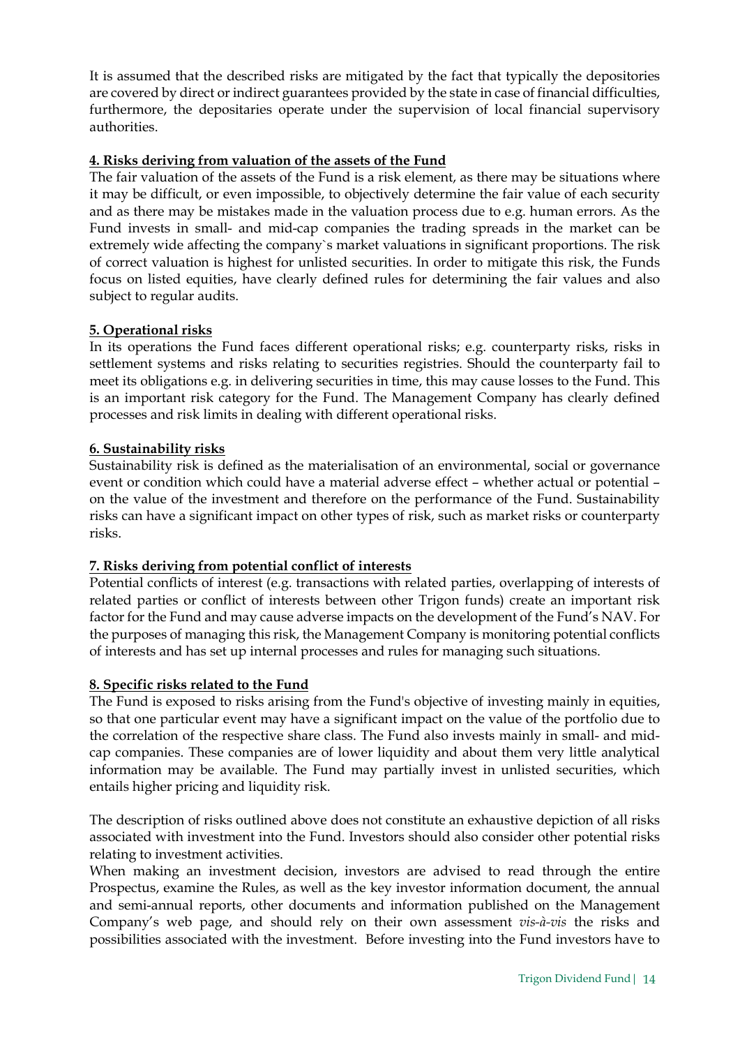It is assumed that the described risks are mitigated by the fact that typically the depositories are covered by direct or indirect guarantees provided by the state in case of financial difficulties, furthermore, the depositaries operate under the supervision of local financial supervisory authorities.

**4. Risks deriving from valuation of the assets of the Fund**

The fair valuation of the assets of the Fund is a risk element, as there may be situations where it may be difficult, or even impossible, to objectively determine the fair value of each security and as there may be mistakes made in the valuation process due to e.g. human errors. As the Fund invests in small- and mid-cap companies the trading spreads in the market can be extremely wide affecting the company`s market valuations in significant proportions. The risk of correct valuation is highest for unlisted securities. In order to mitigate this risk, the Funds focus on listed equities, have clearly defined rules for determining the fair values and also subject to regular audits.

**5. Operational risks**

In its operations the Fund faces different operational risks; e.g. counterparty risks, risks in settlement systems and risks relating to securities registries. Should the counterparty fail to meet its obligations e.g. in delivering securities in time, this may cause losses to the Fund. This is an important risk category for the Fund. The Management Company has clearly defined processes and risk limits in dealing with different operational risks.

**6. Sustainability risks**

Sustainability risk is defined as the materialisation of an environmental, social or governance event or condition which could have a material adverse effect – whether actual or potential – on the value of the investment and therefore on the performance of the Fund. Sustainability risks can have a significant impact on other types of risk, such as market risks or counterparty risks.

**7. Risks deriving from potential conflict of interests**

Potential conflicts of interest (e.g. transactions with related parties, overlapping of interests of related parties or conflict of interests between other Trigon funds) create an important risk factor for the Fund and may cause adverse impacts on the development of the Fund's NAV. For the purposes of managing this risk, the Management Company is monitoring potential conflicts of interests and has set up internal processes and rules for managing such situations.

**8. Specific risks related to the Fund**

The Fund is exposed to risks arising from the Fund's objective of investing mainly in equities, so that one particular event may have a significant impact on the value of the portfolio due to the correlation of the respective share class. The Fund also invests mainly in small- and mid-cap companies. These companies are of lower liquidity and about them very little analytical information may be available. The Fund may partially invest in unlisted securities, which entails higher pricing and liquidity risk.

The description of risks outlined above does not constitute an exhaustive depiction of all risks associated with investment into the Fund. Investors should also consider other potential risks relating to investment activities.

When making an investment decision, investors are advised to read through the entire Prospectus, examine the Rules, as well as the key investor information document, the annual and semi-annual reports, other documents and information published on the Management Company's web page, and should rely on their own assessment *vis-à-vis* the risks and possibilities associated with the investment. Before investing into the Fund investors have to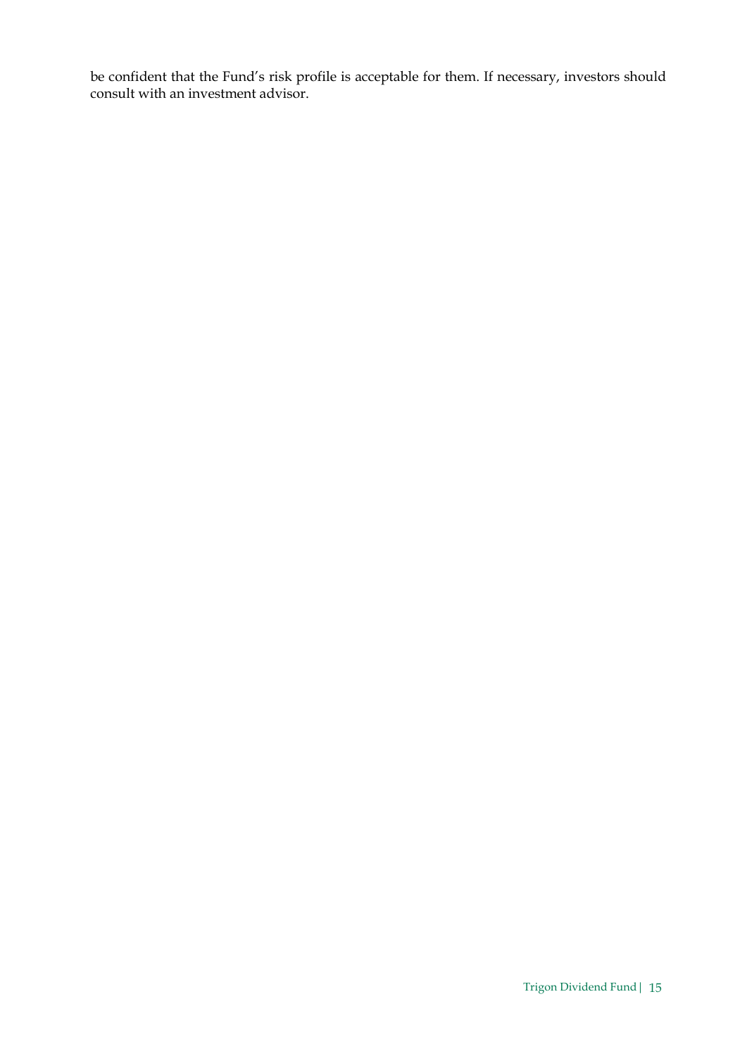be confident that the Fund’s risk profile is acceptable for them. If necessary, investors should consult with an investment advisor.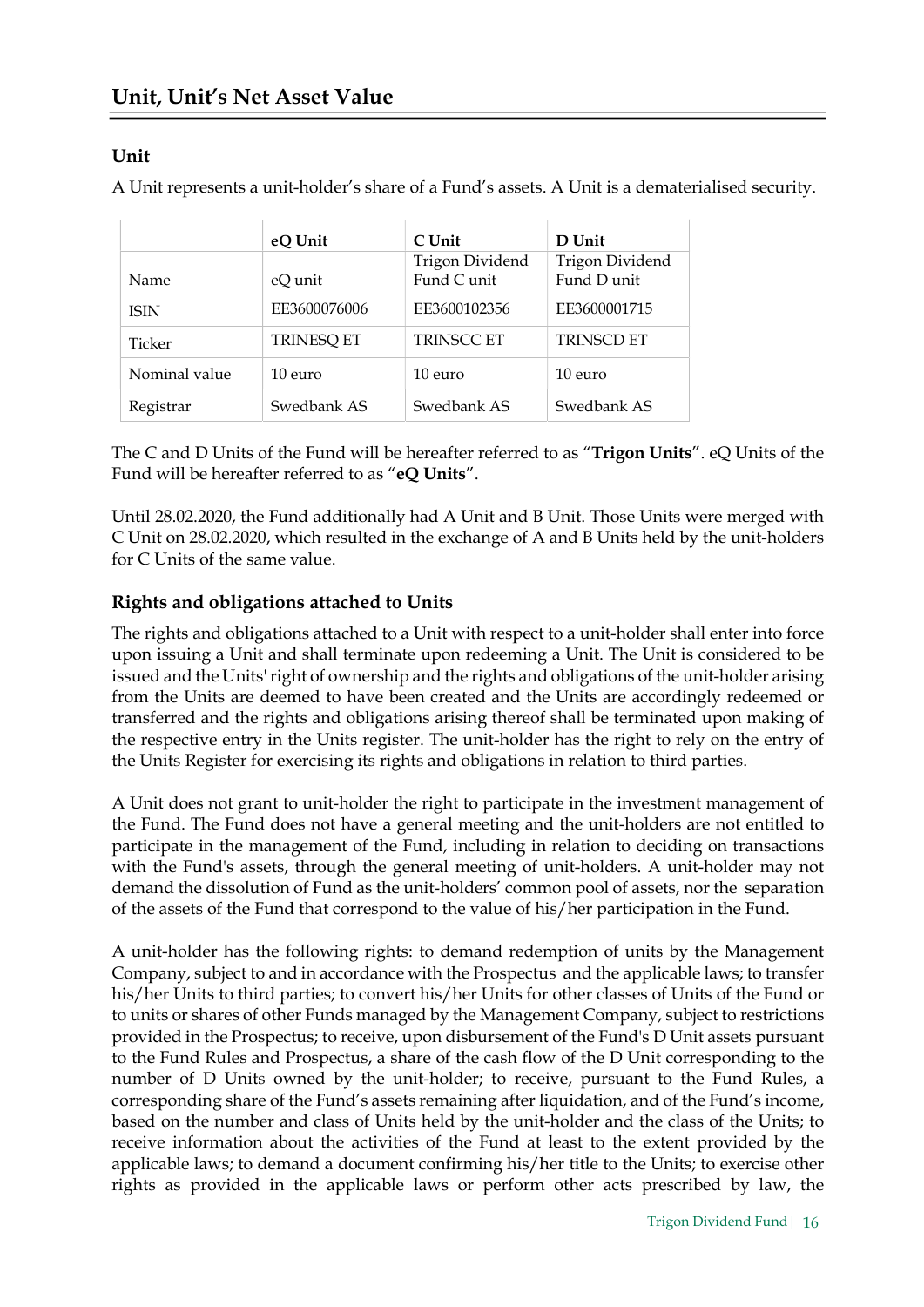# Unit, Unit's Net Asset Value

## Unit

A Unit represents a unit-holder's share of a Fund's assets. A Unit is a dematerialised security.

| | eQ Unit | C Unit | D Unit |
|---|---|---|---|
| Name | eQ unit | Trigon Dividend Fund C unit | Trigon Dividend Fund D unit |
| ISIN | EE3600076006 | EE3600102356 | EE3600001715 |
| Ticker | TRINESQ ET | TRINSCC ET | TRINSCD ET |
| Nominal value | 10 euro | 10 euro | 10 euro |
| Registrar | Swedbank AS | Swedbank AS | Swedbank AS |

The C and D Units of the Fund will be hereafter referred to as "**Trigon Units**". eQ Units of the Fund will be hereafter referred to as "**eQ Units**".

Until 28.02.2020, the Fund additionally had A Unit and B Unit. Those Units were merged with C Unit on 28.02.2020, which resulted in the exchange of A and B Units held by the unit-holders for C Units of the same value.

## Rights and obligations attached to Units

The rights and obligations attached to a Unit with respect to a unit-holder shall enter into force upon issuing a Unit and shall terminate upon redeeming a Unit. The Unit is considered to be issued and the Units' right of ownership and the rights and obligations of the unit-holder arising from the Units are deemed to have been created and the Units are accordingly redeemed or transferred and the rights and obligations arising thereof shall be terminated upon making of the respective entry in the Units register. The unit-holder has the right to rely on the entry of the Units Register for exercising its rights and obligations in relation to third parties.

A Unit does not grant to unit-holder the right to participate in the investment management of the Fund. The Fund does not have a general meeting and the unit-holders are not entitled to participate in the management of the Fund, including in relation to deciding on transactions with the Fund's assets, through the general meeting of unit-holders. A unit-holder may not demand the dissolution of Fund as the unit-holders' common pool of assets, nor the separation of the assets of the Fund that correspond to the value of his/her participation in the Fund.

A unit-holder has the following rights: to demand redemption of units by the Management Company, subject to and in accordance with the Prospectus and the applicable laws; to transfer his/her Units to third parties; to convert his/her Units for other classes of Units of the Fund or to units or shares of other Funds managed by the Management Company, subject to restrictions provided in the Prospectus; to receive, upon disbursement of the Fund's D Unit assets pursuant to the Fund Rules and Prospectus, a share of the cash flow of the D Unit corresponding to the number of D Units owned by the unit-holder; to receive, pursuant to the Fund Rules, a corresponding share of the Fund's assets remaining after liquidation, and of the Fund's income, based on the number and class of Units held by the unit-holder and the class of the Units; to receive information about the activities of the Fund at least to the extent provided by the applicable laws; to demand a document confirming his/her title to the Units; to exercise other rights as provided in the applicable laws or perform other acts prescribed by law, the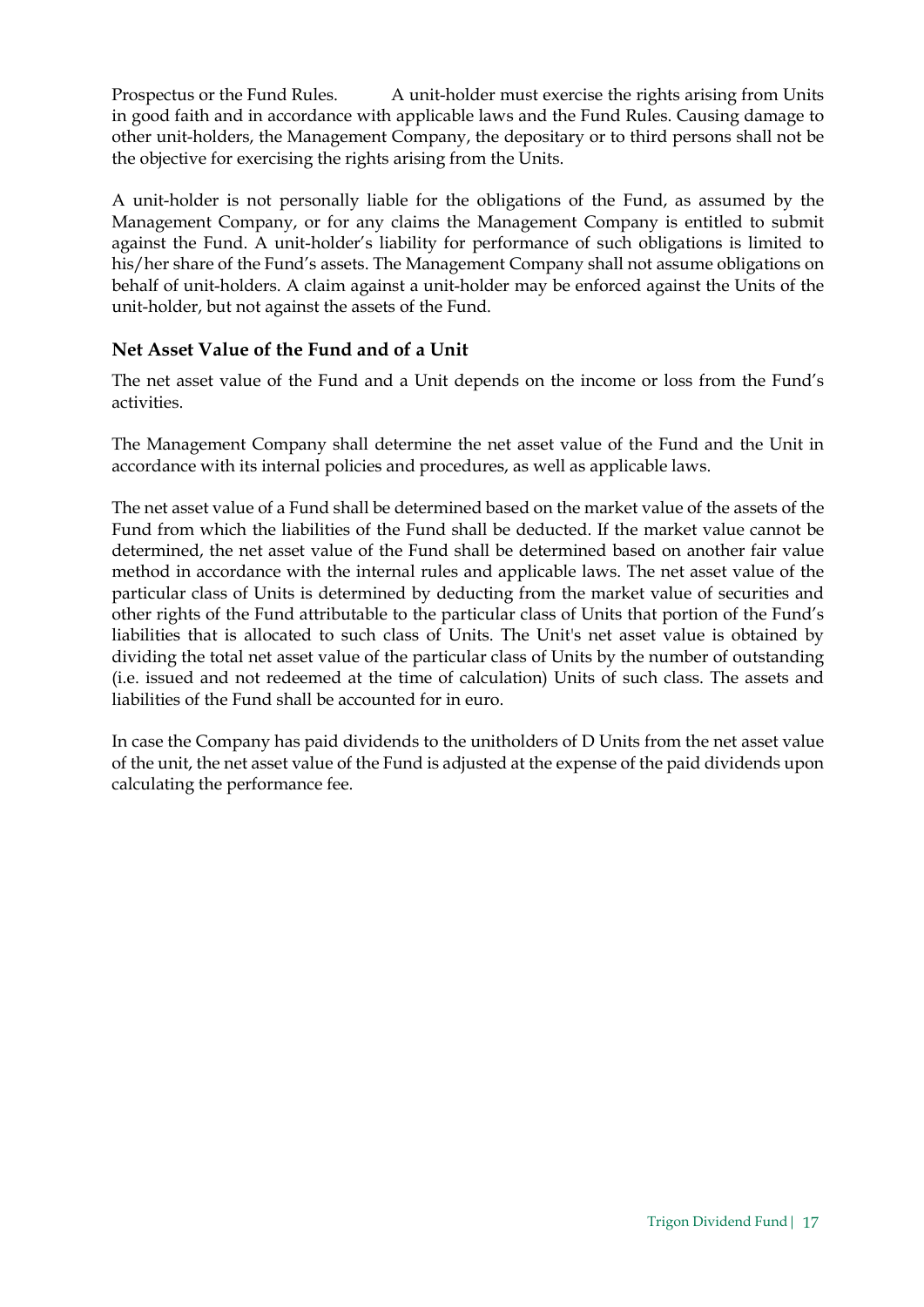Prospectus or the Fund Rules. A unit-holder must exercise the rights arising from Units in good faith and in accordance with applicable laws and the Fund Rules. Causing damage to other unit-holders, the Management Company, the depositary or to third persons shall not be the objective for exercising the rights arising from the Units.

A unit-holder is not personally liable for the obligations of the Fund, as assumed by the Management Company, or for any claims the Management Company is entitled to submit against the Fund. A unit-holder's liability for performance of such obligations is limited to his/her share of the Fund's assets. The Management Company shall not assume obligations on behalf of unit-holders. A claim against a unit-holder may be enforced against the Units of the unit-holder, but not against the assets of the Fund.

### Net Asset Value of the Fund and of a Unit

The net asset value of the Fund and a Unit depends on the income or loss from the Fund's activities.

The Management Company shall determine the net asset value of the Fund and the Unit in accordance with its internal policies and procedures, as well as applicable laws.

The net asset value of a Fund shall be determined based on the market value of the assets of the Fund from which the liabilities of the Fund shall be deducted. If the market value cannot be determined, the net asset value of the Fund shall be determined based on another fair value method in accordance with the internal rules and applicable laws. The net asset value of the particular class of Units is determined by deducting from the market value of securities and other rights of the Fund attributable to the particular class of Units that portion of the Fund's liabilities that is allocated to such class of Units. The Unit's net asset value is obtained by dividing the total net asset value of the particular class of Units by the number of outstanding (i.e. issued and not redeemed at the time of calculation) Units of such class. The assets and liabilities of the Fund shall be accounted for in euro.

In case the Company has paid dividends to the unitholders of D Units from the net asset value of the unit, the net asset value of the Fund is adjusted at the expense of the paid dividends upon calculating the performance fee.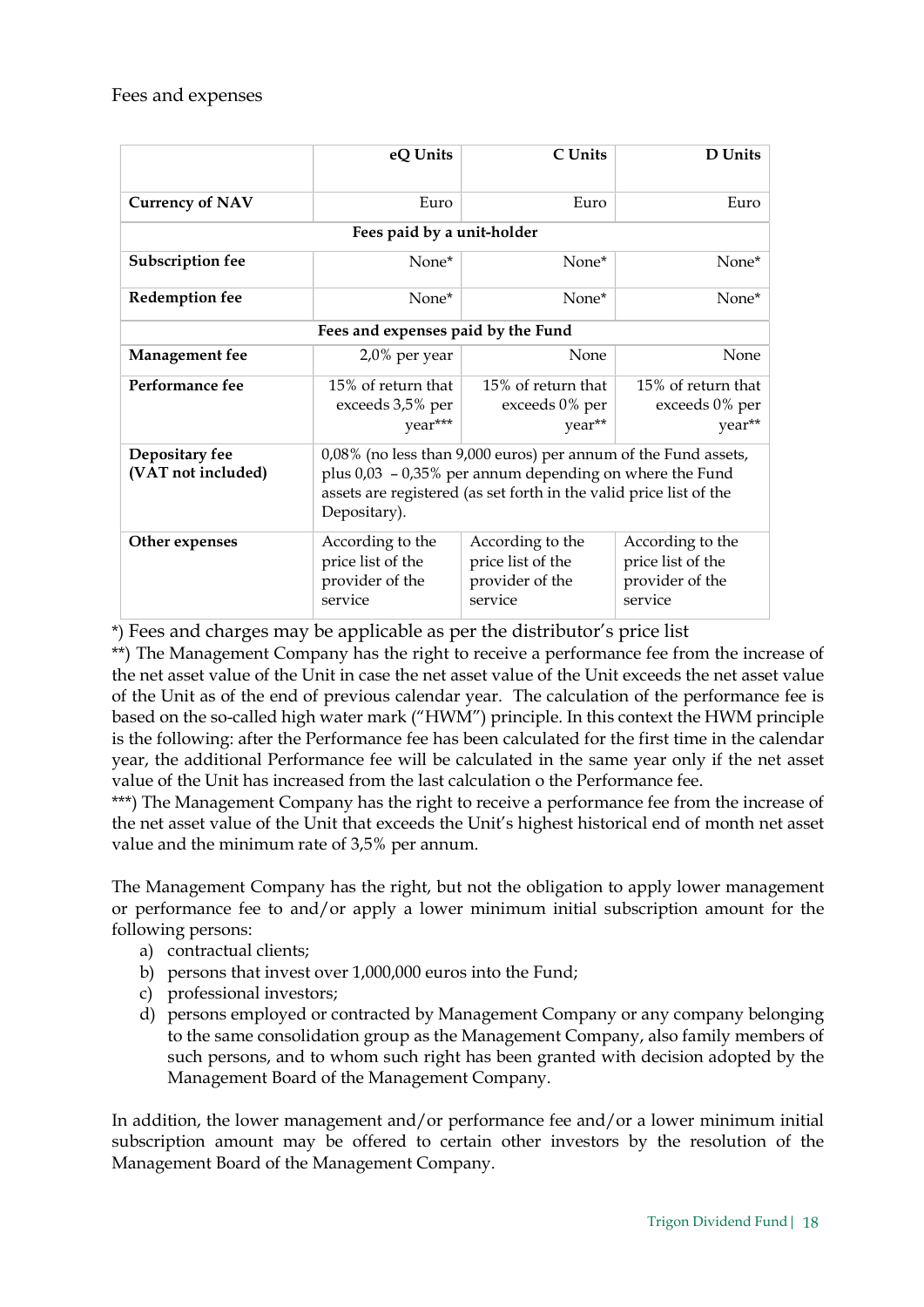Fees and expenses

| | eQ Units | C Units | D Units |
|---|---|---|---|
| **Currency of NAV** | Euro | Euro | Euro |
| **Fees paid by a unit-holder** | | | |
| **Subscription fee** | None* | None* | None* |
| **Redemption fee** | None* | None* | None* |
| **Fees and expenses paid by the Fund** | | | |
| **Management fee** | 2,0% per year | None | None |
| **Performance fee** | 15% of return that exceeds 3,5% per year*** | 15% of return that exceeds 0% per year** | 15% of return that exceeds 0% per year** |
| **Depositary fee (VAT not included)** | 0,08% (no less than 9,000 euros) per annum of the Fund assets, plus 0,03 – 0,35% per annum depending on where the Fund assets are registered (as set forth in the valid price list of the Depositary). | | |
| **Other expenses** | According to the price list of the provider of the service | According to the price list of the provider of the service | According to the price list of the provider of the service |

*) Fees and charges may be applicable as per the distributor's price list

**) The Management Company has the right to receive a performance fee from the increase of the net asset value of the Unit in case the net asset value of the Unit exceeds the net asset value of the Unit as of the end of previous calendar year. The calculation of the performance fee is based on the so-called high water mark ("HWM") principle. In this context the HWM principle is the following: after the Performance fee has been calculated for the first time in the calendar year, the additional Performance fee will be calculated in the same year only if the net asset value of the Unit has increased from the last calculation o the Performance fee.

***) The Management Company has the right to receive a performance fee from the increase of the net asset value of the Unit that exceeds the Unit's highest historical end of month net asset value and the minimum rate of 3,5% per annum.

The Management Company has the right, but not the obligation to apply lower management or performance fee to and/or apply a lower minimum initial subscription amount for the following persons:

a) contractual clients;
b) persons that invest over 1,000,000 euros into the Fund;
c) professional investors;
d) persons employed or contracted by Management Company or any company belonging to the same consolidation group as the Management Company, also family members of such persons, and to whom such right has been granted with decision adopted by the Management Board of the Management Company.

In addition, the lower management and/or performance fee and/or a lower minimum initial subscription amount may be offered to certain other investors by the resolution of the Management Board of the Management Company.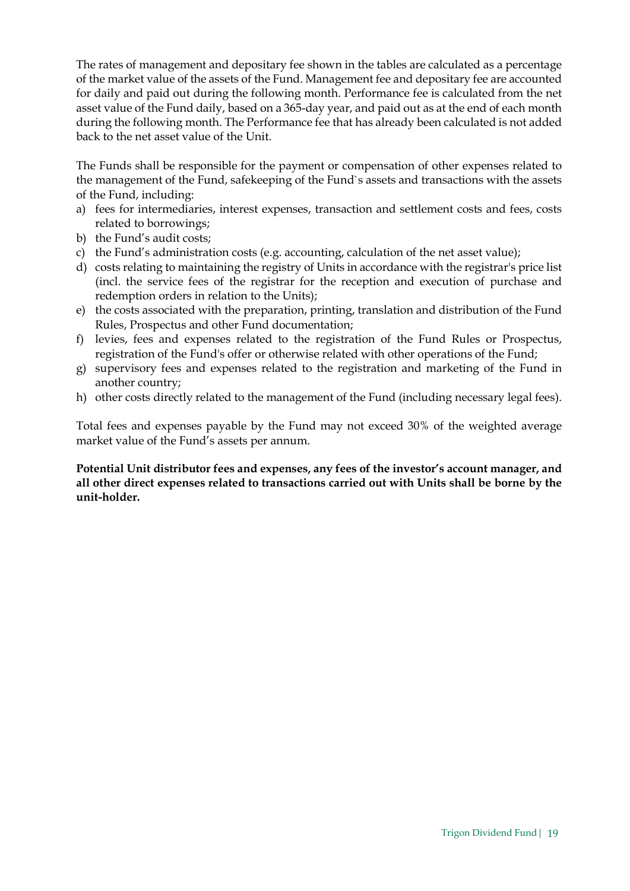The rates of management and depositary fee shown in the tables are calculated as a percentage of the market value of the assets of the Fund. Management fee and depositary fee are accounted for daily and paid out during the following month. Performance fee is calculated from the net asset value of the Fund daily, based on a 365-day year, and paid out as at the end of each month during the following month. The Performance fee that has already been calculated is not added back to the net asset value of the Unit.

The Funds shall be responsible for the payment or compensation of other expenses related to the management of the Fund, safekeeping of the Fund`s assets and transactions with the assets of the Fund, including:

a) fees for intermediaries, interest expenses, transaction and settlement costs and fees, costs related to borrowings;
b) the Fund's audit costs;
c) the Fund's administration costs (e.g. accounting, calculation of the net asset value);
d) costs relating to maintaining the registry of Units in accordance with the registrar's price list (incl. the service fees of the registrar for the reception and execution of purchase and redemption orders in relation to the Units);
e) the costs associated with the preparation, printing, translation and distribution of the Fund Rules, Prospectus and other Fund documentation;
f) levies, fees and expenses related to the registration of the Fund Rules or Prospectus, registration of the Fund's offer or otherwise related with other operations of the Fund;
g) supervisory fees and expenses related to the registration and marketing of the Fund in another country;
h) other costs directly related to the management of the Fund (including necessary legal fees).

Total fees and expenses payable by the Fund may not exceed 30% of the weighted average market value of the Fund's assets per annum.

**Potential Unit distributor fees and expenses, any fees of the investor's account manager, and all other direct expenses related to transactions carried out with Units shall be borne by the unit-holder.**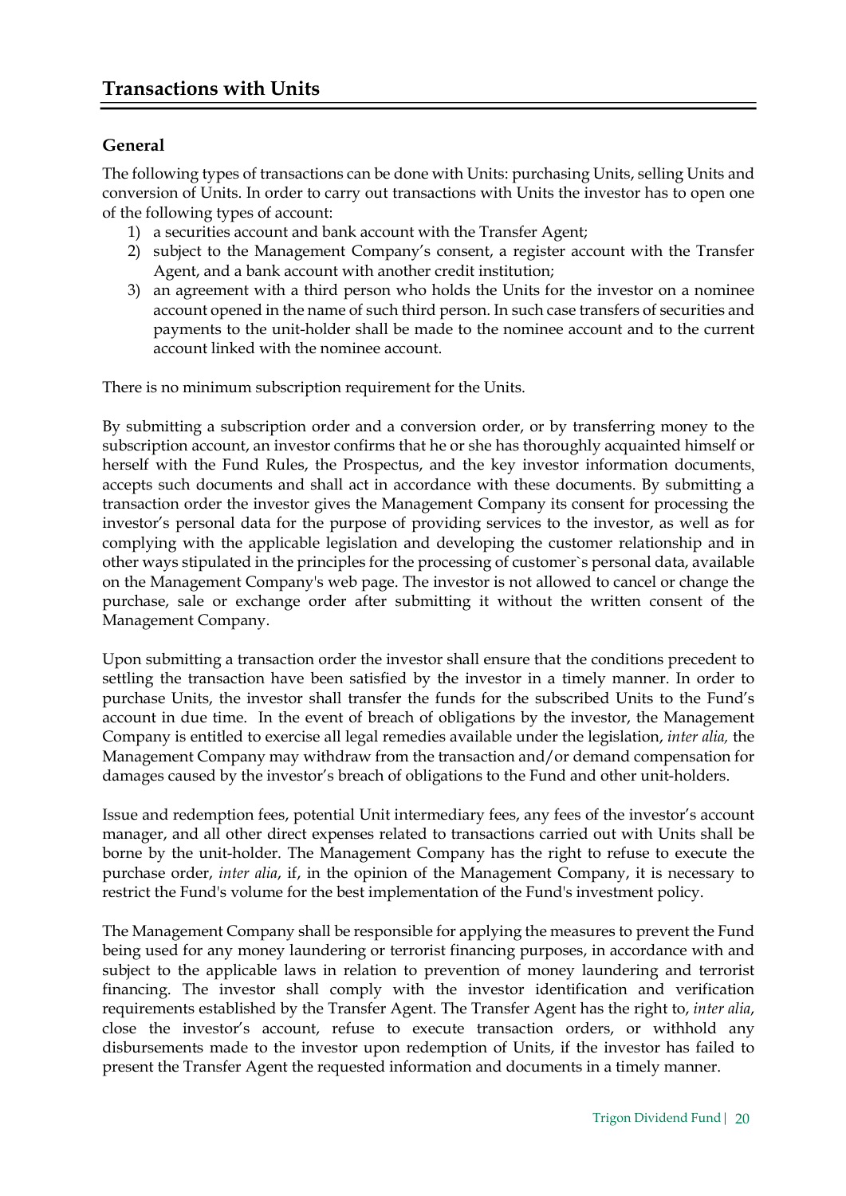## Transactions with Units

### General

The following types of transactions can be done with Units: purchasing Units, selling Units and conversion of Units. In order to carry out transactions with Units the investor has to open one of the following types of account:

1) a securities account and bank account with the Transfer Agent;
2) subject to the Management Company's consent, a register account with the Transfer Agent, and a bank account with another credit institution;
3) an agreement with a third person who holds the Units for the investor on a nominee account opened in the name of such third person. In such case transfers of securities and payments to the unit-holder shall be made to the nominee account and to the current account linked with the nominee account.

There is no minimum subscription requirement for the Units.

By submitting a subscription order and a conversion order, or by transferring money to the subscription account, an investor confirms that he or she has thoroughly acquainted himself or herself with the Fund Rules, the Prospectus, and the key investor information documents, accepts such documents and shall act in accordance with these documents. By submitting a transaction order the investor gives the Management Company its consent for processing the investor's personal data for the purpose of providing services to the investor, as well as for complying with the applicable legislation and developing the customer relationship and in other ways stipulated in the principles for the processing of customer`s personal data, available on the Management Company's web page. The investor is not allowed to cancel or change the purchase, sale or exchange order after submitting it without the written consent of the Management Company.

Upon submitting a transaction order the investor shall ensure that the conditions precedent to settling the transaction have been satisfied by the investor in a timely manner. In order to purchase Units, the investor shall transfer the funds for the subscribed Units to the Fund's account in due time. In the event of breach of obligations by the investor, the Management Company is entitled to exercise all legal remedies available under the legislation, *inter alia,* the Management Company may withdraw from the transaction and/or demand compensation for damages caused by the investor's breach of obligations to the Fund and other unit-holders.

Issue and redemption fees, potential Unit intermediary fees, any fees of the investor's account manager, and all other direct expenses related to transactions carried out with Units shall be borne by the unit-holder. The Management Company has the right to refuse to execute the purchase order, *inter alia*, if, in the opinion of the Management Company, it is necessary to restrict the Fund's volume for the best implementation of the Fund's investment policy.

The Management Company shall be responsible for applying the measures to prevent the Fund being used for any money laundering or terrorist financing purposes, in accordance with and subject to the applicable laws in relation to prevention of money laundering and terrorist financing. The investor shall comply with the investor identification and verification requirements established by the Transfer Agent. The Transfer Agent has the right to, *inter alia*, close the investor's account, refuse to execute transaction orders, or withhold any disbursements made to the investor upon redemption of Units, if the investor has failed to present the Transfer Agent the requested information and documents in a timely manner.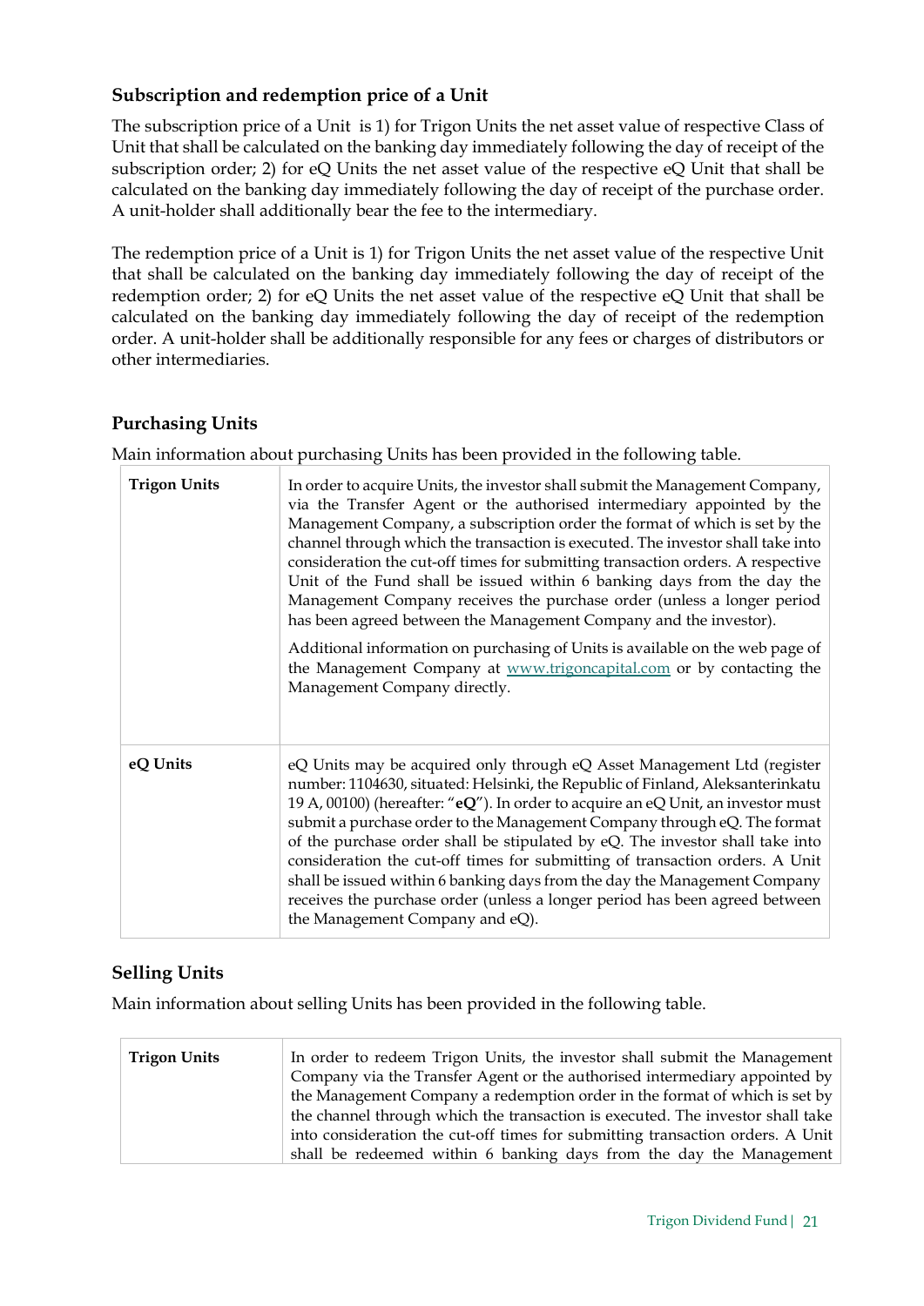### Subscription and redemption price of a Unit

The subscription price of a Unit is 1) for Trigon Units the net asset value of respective Class of Unit that shall be calculated on the banking day immediately following the day of receipt of the subscription order; 2) for eQ Units the net asset value of the respective eQ Unit that shall be calculated on the banking day immediately following the day of receipt of the purchase order. A unit-holder shall additionally bear the fee to the intermediary.

The redemption price of a Unit is 1) for Trigon Units the net asset value of the respective Unit that shall be calculated on the banking day immediately following the day of receipt of the redemption order; 2) for eQ Units the net asset value of the respective eQ Unit that shall be calculated on the banking day immediately following the day of receipt of the redemption order. A unit-holder shall be additionally responsible for any fees or charges of distributors or other intermediaries.

### Purchasing Units

Main information about purchasing Units has been provided in the following table.

| | |
|---|---|
| **Trigon Units** | In order to acquire Units, the investor shall submit the Management Company, via the Transfer Agent or the authorised intermediary appointed by the Management Company, a subscription order the format of which is set by the channel through which the transaction is executed. The investor shall take into consideration the cut-off times for submitting transaction orders. A respective Unit of the Fund shall be issued within 6 banking days from the day the Management Company receives the purchase order (unless a longer period has been agreed between the Management Company and the investor).<br><br>Additional information on purchasing of Units is available on the web page of the Management Company at [www.trigoncapital.com](http://www.trigoncapital.com) or by contacting the Management Company directly. |
| **eQ Units** | eQ Units may be acquired only through eQ Asset Management Ltd (register number: 1104630, situated: Helsinki, the Republic of Finland, Aleksanterinkatu 19 A, 00100) (hereafter: "**eQ**"). In order to acquire an eQ Unit, an investor must submit a purchase order to the Management Company through eQ. The format of the purchase order shall be stipulated by eQ. The investor shall take into consideration the cut-off times for submitting of transaction orders. A Unit shall be issued within 6 banking days from the day the Management Company receives the purchase order (unless a longer period has been agreed between the Management Company and eQ). |

### Selling Units

Main information about selling Units has been provided in the following table.

| | |
|---|---|
| **Trigon Units** | In order to redeem Trigon Units, the investor shall submit the Management Company via the Transfer Agent or the authorised intermediary appointed by the Management Company a redemption order in the format of which is set by the channel through which the transaction is executed. The investor shall take into consideration the cut-off times for submitting transaction orders. A Unit shall be redeemed within 6 banking days from the day the Management |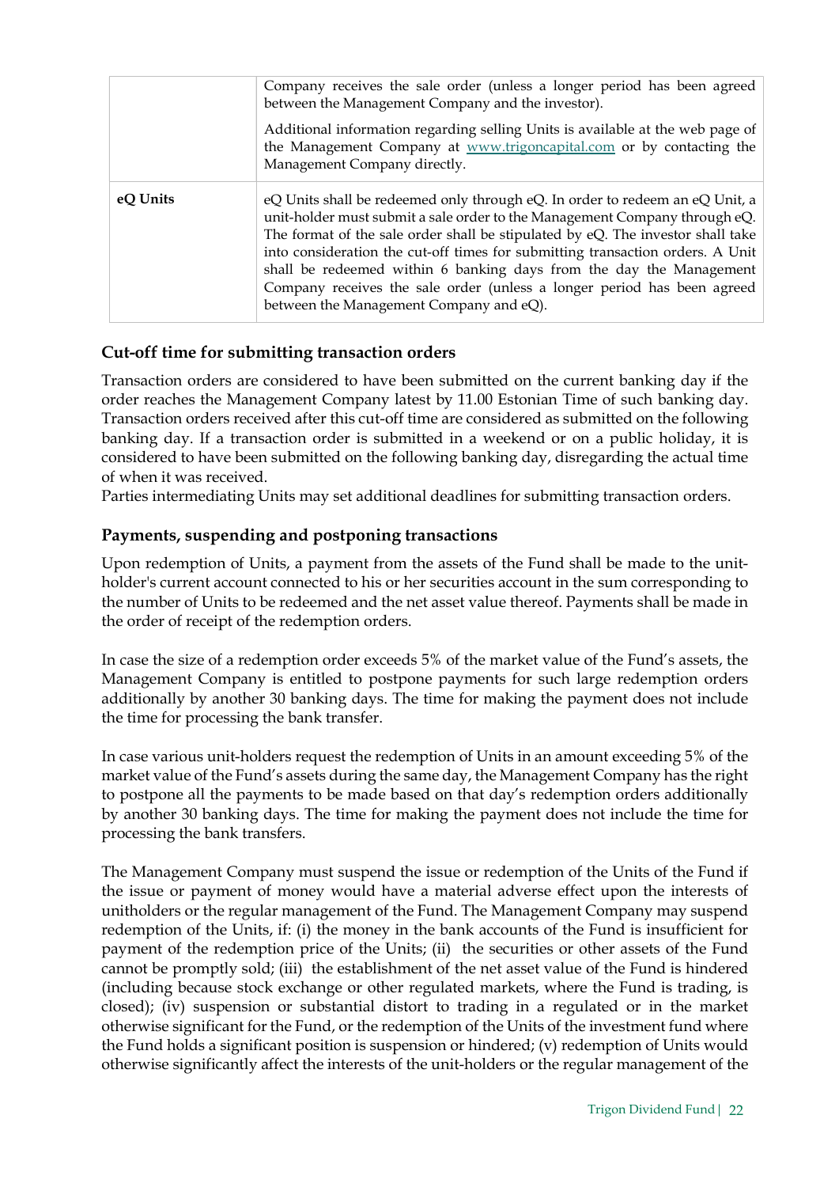|  |  |
| --- | --- |
|  | Company receives the sale order (unless a longer period has been agreed between the Management Company and the investor).<br><br>Additional information regarding selling Units is available at the web page of the Management Company at [www.trigoncapital.com](http://www.trigoncapital.com) or by contacting the Management Company directly. |
| **eQ Units** | eQ Units shall be redeemed only through eQ. In order to redeem an eQ Unit, a unit-holder must submit a sale order to the Management Company through eQ. The format of the sale order shall be stipulated by eQ. The investor shall take into consideration the cut-off times for submitting transaction orders. A Unit shall be redeemed within 6 banking days from the day the Management Company receives the sale order (unless a longer period has been agreed between the Management Company and eQ). |

### Cut-off time for submitting transaction orders

Transaction orders are considered to have been submitted on the current banking day if the order reaches the Management Company latest by 11.00 Estonian Time of such banking day. Transaction orders received after this cut-off time are considered as submitted on the following banking day. If a transaction order is submitted in a weekend or on a public holiday, it is considered to have been submitted on the following banking day, disregarding the actual time of when it was received.
Parties intermediating Units may set additional deadlines for submitting transaction orders.

### Payments, suspending and postponing transactions

Upon redemption of Units, a payment from the assets of the Fund shall be made to the unit-holder's current account connected to his or her securities account in the sum corresponding to the number of Units to be redeemed and the net asset value thereof. Payments shall be made in the order of receipt of the redemption orders.

In case the size of a redemption order exceeds 5% of the market value of the Fund's assets, the Management Company is entitled to postpone payments for such large redemption orders additionally by another 30 banking days. The time for making the payment does not include the time for processing the bank transfer.

In case various unit-holders request the redemption of Units in an amount exceeding 5% of the market value of the Fund's assets during the same day, the Management Company has the right to postpone all the payments to be made based on that day's redemption orders additionally by another 30 banking days. The time for making the payment does not include the time for processing the bank transfers.

The Management Company must suspend the issue or redemption of the Units of the Fund if the issue or payment of money would have a material adverse effect upon the interests of unitholders or the regular management of the Fund. The Management Company may suspend redemption of the Units, if: (i) the money in the bank accounts of the Fund is insufficient for payment of the redemption price of the Units; (ii) the securities or other assets of the Fund cannot be promptly sold; (iii) the establishment of the net asset value of the Fund is hindered (including because stock exchange or other regulated markets, where the Fund is trading, is closed); (iv) suspension or substantial distort to trading in a regulated or in the market otherwise significant for the Fund, or the redemption of the Units of the investment fund where the Fund holds a significant position is suspension or hindered; (v) redemption of Units would otherwise significantly affect the interests of the unit-holders or the regular management of the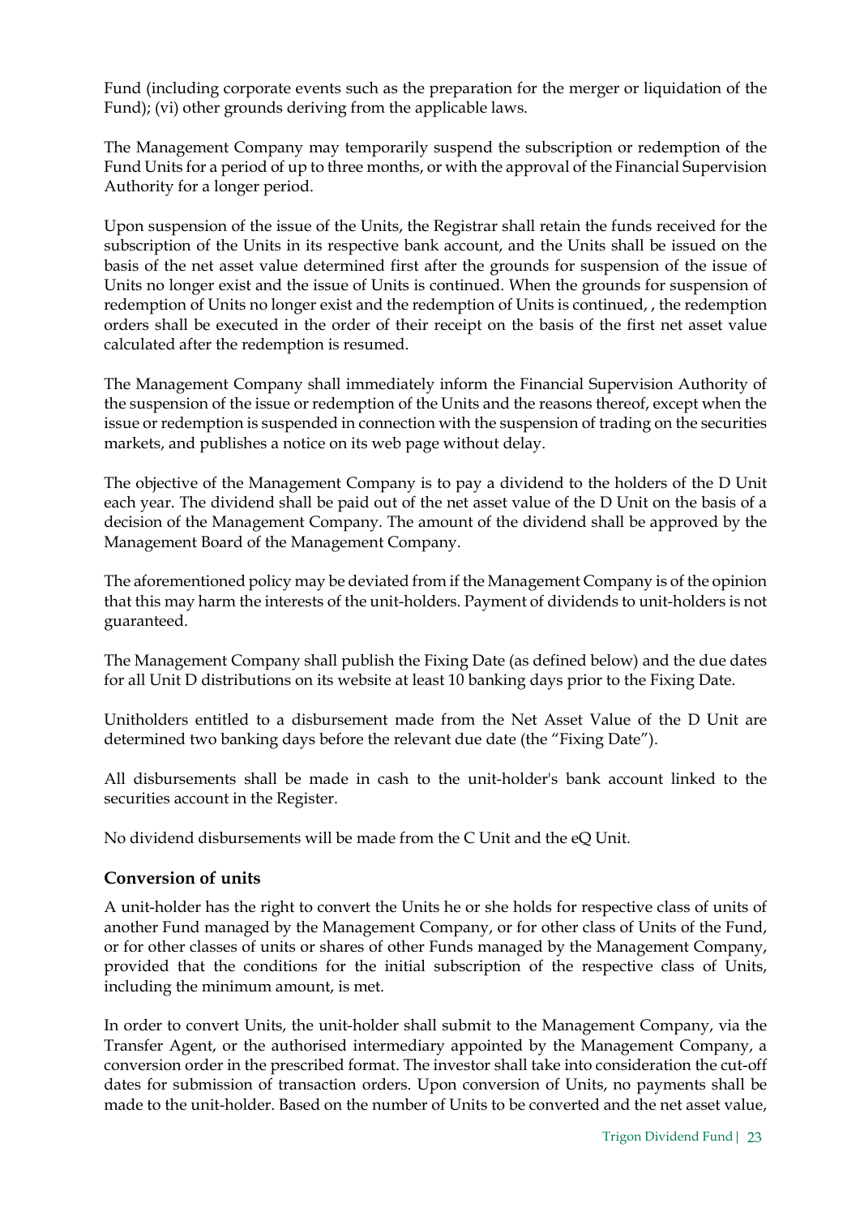Fund (including corporate events such as the preparation for the merger or liquidation of the Fund); (vi) other grounds deriving from the applicable laws.

The Management Company may temporarily suspend the subscription or redemption of the Fund Units for a period of up to three months, or with the approval of the Financial Supervision Authority for a longer period.

Upon suspension of the issue of the Units, the Registrar shall retain the funds received for the subscription of the Units in its respective bank account, and the Units shall be issued on the basis of the net asset value determined first after the grounds for suspension of the issue of Units no longer exist and the issue of Units is continued. When the grounds for suspension of redemption of Units no longer exist and the redemption of Units is continued, , the redemption orders shall be executed in the order of their receipt on the basis of the first net asset value calculated after the redemption is resumed.

The Management Company shall immediately inform the Financial Supervision Authority of the suspension of the issue or redemption of the Units and the reasons thereof, except when the issue or redemption is suspended in connection with the suspension of trading on the securities markets, and publishes a notice on its web page without delay.

The objective of the Management Company is to pay a dividend to the holders of the D Unit each year. The dividend shall be paid out of the net asset value of the D Unit on the basis of a decision of the Management Company. The amount of the dividend shall be approved by the Management Board of the Management Company.

The aforementioned policy may be deviated from if the Management Company is of the opinion that this may harm the interests of the unit-holders. Payment of dividends to unit-holders is not guaranteed.

The Management Company shall publish the Fixing Date (as defined below) and the due dates for all Unit D distributions on its website at least 10 banking days prior to the Fixing Date.

Unitholders entitled to a disbursement made from the Net Asset Value of the D Unit are determined two banking days before the relevant due date (the "Fixing Date").

All disbursements shall be made in cash to the unit-holder's bank account linked to the securities account in the Register.

No dividend disbursements will be made from the C Unit and the eQ Unit.

### Conversion of units

A unit-holder has the right to convert the Units he or she holds for respective class of units of another Fund managed by the Management Company, or for other class of Units of the Fund, or for other classes of units or shares of other Funds managed by the Management Company, provided that the conditions for the initial subscription of the respective class of Units, including the minimum amount, is met.

In order to convert Units, the unit-holder shall submit to the Management Company, via the Transfer Agent, or the authorised intermediary appointed by the Management Company, a conversion order in the prescribed format. The investor shall take into consideration the cut-off dates for submission of transaction orders. Upon conversion of Units, no payments shall be made to the unit-holder. Based on the number of Units to be converted and the net asset value,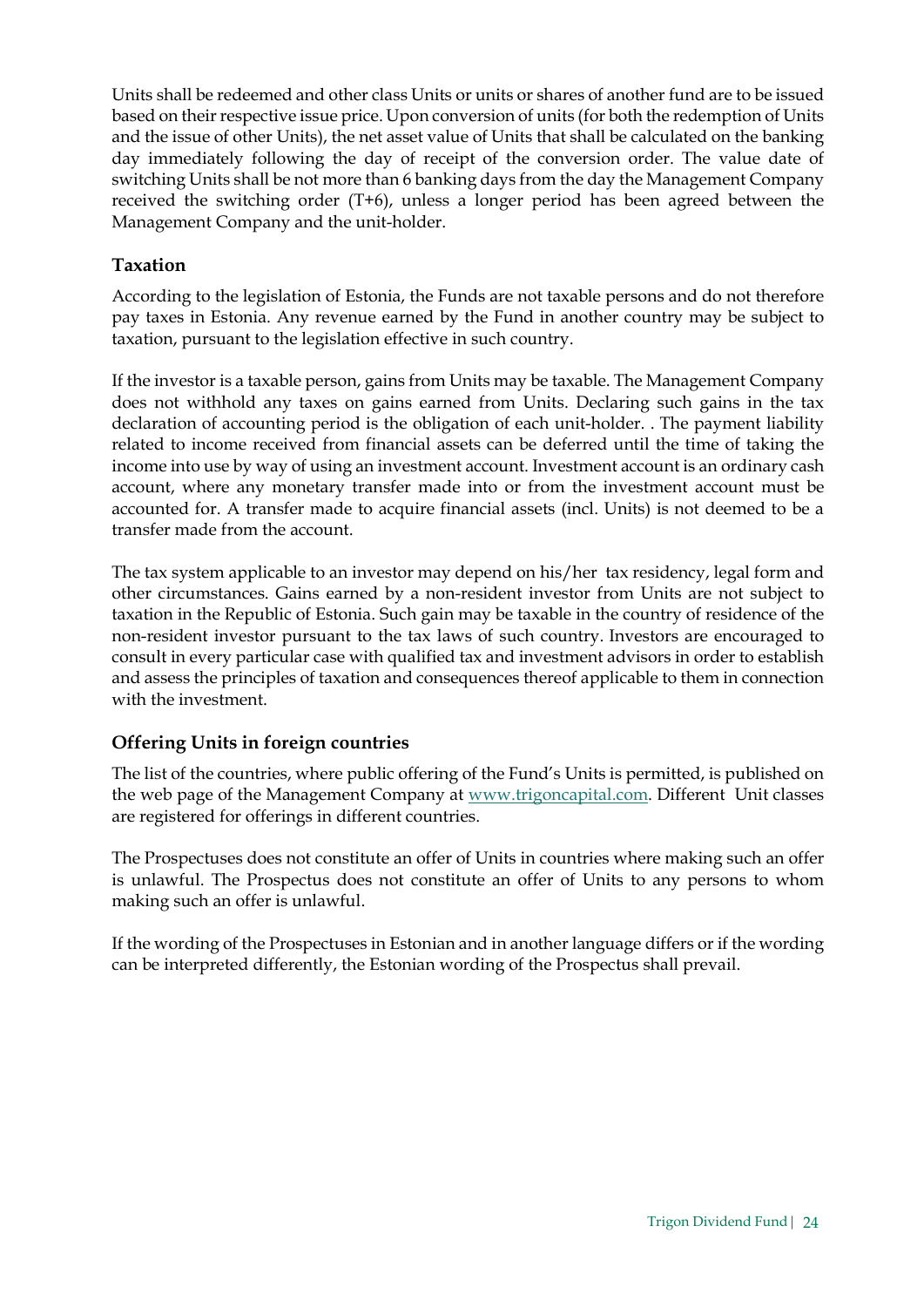Units shall be redeemed and other class Units or units or shares of another fund are to be issued based on their respective issue price. Upon conversion of units (for both the redemption of Units and the issue of other Units), the net asset value of Units that shall be calculated on the banking day immediately following the day of receipt of the conversion order. The value date of switching Units shall be not more than 6 banking days from the day the Management Company received the switching order (T+6), unless a longer period has been agreed between the Management Company and the unit-holder.

### Taxation

According to the legislation of Estonia, the Funds are not taxable persons and do not therefore pay taxes in Estonia. Any revenue earned by the Fund in another country may be subject to taxation, pursuant to the legislation effective in such country.

If the investor is a taxable person, gains from Units may be taxable. The Management Company does not withhold any taxes on gains earned from Units. Declaring such gains in the tax declaration of accounting period is the obligation of each unit-holder. . The payment liability related to income received from financial assets can be deferred until the time of taking the income into use by way of using an investment account. Investment account is an ordinary cash account, where any monetary transfer made into or from the investment account must be accounted for. A transfer made to acquire financial assets (incl. Units) is not deemed to be a transfer made from the account.

The tax system applicable to an investor may depend on his/her tax residency, legal form and other circumstances. Gains earned by a non-resident investor from Units are not subject to taxation in the Republic of Estonia. Such gain may be taxable in the country of residence of the non-resident investor pursuant to the tax laws of such country. Investors are encouraged to consult in every particular case with qualified tax and investment advisors in order to establish and assess the principles of taxation and consequences thereof applicable to them in connection with the investment.

### Offering Units in foreign countries

The list of the countries, where public offering of the Fund's Units is permitted, is published on the web page of the Management Company at www.trigoncapital.com. Different Unit classes are registered for offerings in different countries.

The Prospectuses does not constitute an offer of Units in countries where making such an offer is unlawful. The Prospectus does not constitute an offer of Units to any persons to whom making such an offer is unlawful.

If the wording of the Prospectuses in Estonian and in another language differs or if the wording can be interpreted differently, the Estonian wording of the Prospectus shall prevail.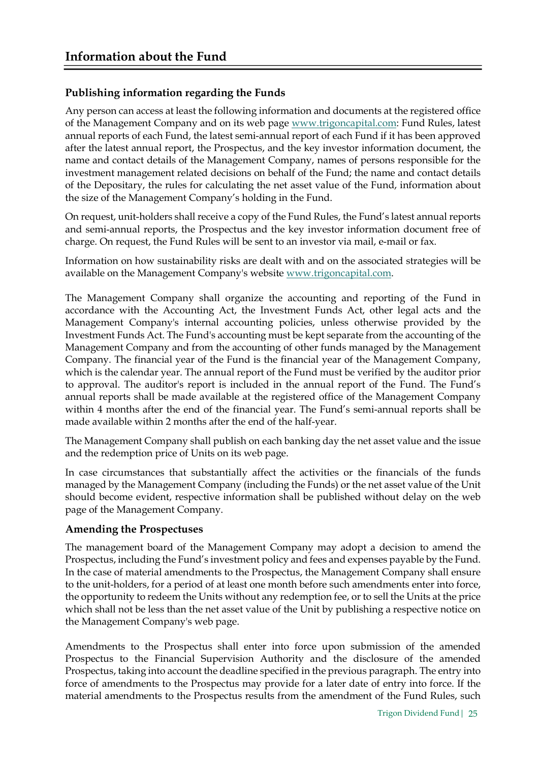# Information about the Fund

## Publishing information regarding the Funds

Any person can access at least the following information and documents at the registered office of the Management Company and on its web page www.trigoncapital.com: Fund Rules, latest annual reports of each Fund, the latest semi-annual report of each Fund if it has been approved after the latest annual report, the Prospectus, and the key investor information document, the name and contact details of the Management Company, names of persons responsible for the investment management related decisions on behalf of the Fund; the name and contact details of the Depositary, the rules for calculating the net asset value of the Fund, information about the size of the Management Company's holding in the Fund.

On request, unit-holders shall receive a copy of the Fund Rules, the Fund's latest annual reports and semi-annual reports, the Prospectus and the key investor information document free of charge. On request, the Fund Rules will be sent to an investor via mail, e-mail or fax.

Information on how sustainability risks are dealt with and on the associated strategies will be available on the Management Company's website www.trigoncapital.com.

The Management Company shall organize the accounting and reporting of the Fund in accordance with the Accounting Act, the Investment Funds Act, other legal acts and the Management Company's internal accounting policies, unless otherwise provided by the Investment Funds Act. The Fund's accounting must be kept separate from the accounting of the Management Company and from the accounting of other funds managed by the Management Company. The financial year of the Fund is the financial year of the Management Company, which is the calendar year. The annual report of the Fund must be verified by the auditor prior to approval. The auditor's report is included in the annual report of the Fund. The Fund's annual reports shall be made available at the registered office of the Management Company within 4 months after the end of the financial year. The Fund's semi-annual reports shall be made available within 2 months after the end of the half-year.

The Management Company shall publish on each banking day the net asset value and the issue and the redemption price of Units on its web page.

In case circumstances that substantially affect the activities or the financials of the funds managed by the Management Company (including the Funds) or the net asset value of the Unit should become evident, respective information shall be published without delay on the web page of the Management Company.

## Amending the Prospectuses

The management board of the Management Company may adopt a decision to amend the Prospectus, including the Fund's investment policy and fees and expenses payable by the Fund. In the case of material amendments to the Prospectus, the Management Company shall ensure to the unit-holders, for a period of at least one month before such amendments enter into force, the opportunity to redeem the Units without any redemption fee, or to sell the Units at the price which shall not be less than the net asset value of the Unit by publishing a respective notice on the Management Company's web page.

Amendments to the Prospectus shall enter into force upon submission of the amended Prospectus to the Financial Supervision Authority and the disclosure of the amended Prospectus, taking into account the deadline specified in the previous paragraph. The entry into force of amendments to the Prospectus may provide for a later date of entry into force. If the material amendments to the Prospectus results from the amendment of the Fund Rules, such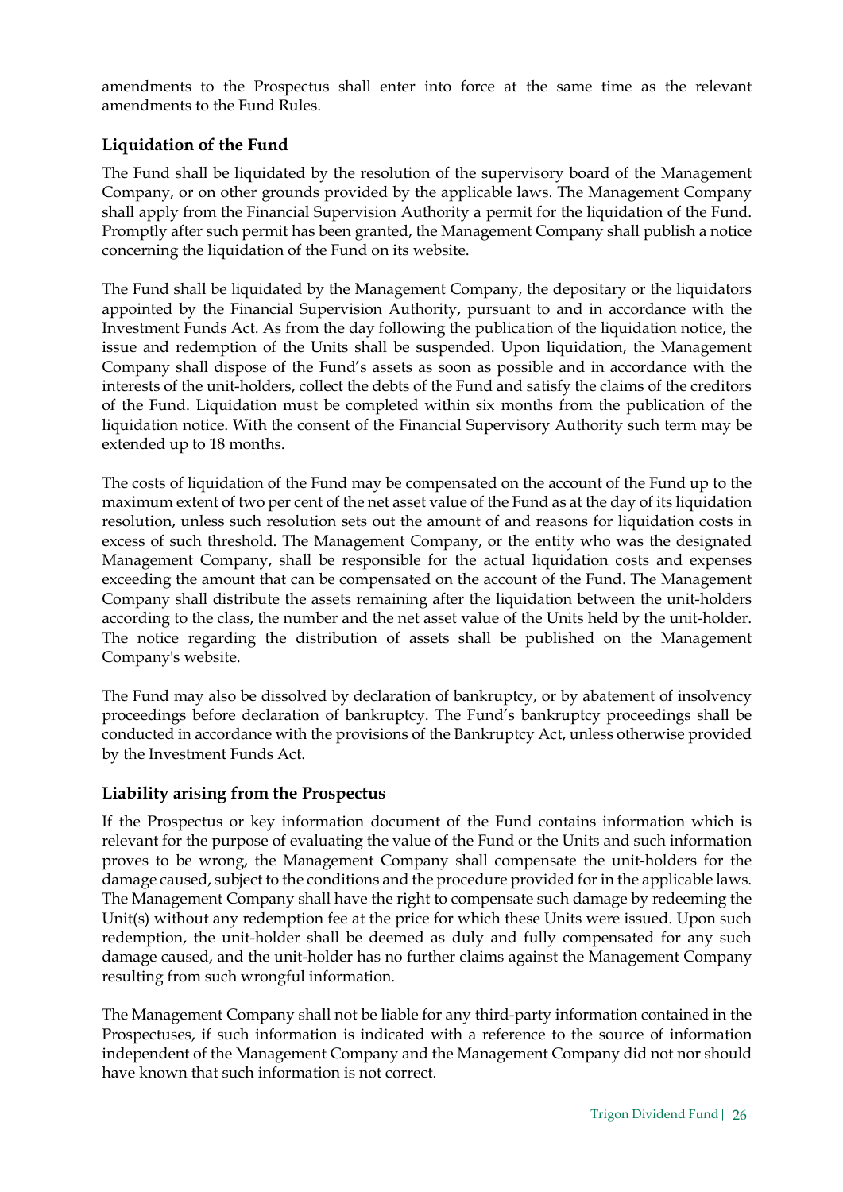amendments to the Prospectus shall enter into force at the same time as the relevant amendments to the Fund Rules.

## Liquidation of the Fund

The Fund shall be liquidated by the resolution of the supervisory board of the Management Company, or on other grounds provided by the applicable laws. The Management Company shall apply from the Financial Supervision Authority a permit for the liquidation of the Fund. Promptly after such permit has been granted, the Management Company shall publish a notice concerning the liquidation of the Fund on its website.

The Fund shall be liquidated by the Management Company, the depositary or the liquidators appointed by the Financial Supervision Authority, pursuant to and in accordance with the Investment Funds Act. As from the day following the publication of the liquidation notice, the issue and redemption of the Units shall be suspended. Upon liquidation, the Management Company shall dispose of the Fund's assets as soon as possible and in accordance with the interests of the unit-holders, collect the debts of the Fund and satisfy the claims of the creditors of the Fund. Liquidation must be completed within six months from the publication of the liquidation notice. With the consent of the Financial Supervisory Authority such term may be extended up to 18 months.

The costs of liquidation of the Fund may be compensated on the account of the Fund up to the maximum extent of two per cent of the net asset value of the Fund as at the day of its liquidation resolution, unless such resolution sets out the amount of and reasons for liquidation costs in excess of such threshold. The Management Company, or the entity who was the designated Management Company, shall be responsible for the actual liquidation costs and expenses exceeding the amount that can be compensated on the account of the Fund. The Management Company shall distribute the assets remaining after the liquidation between the unit-holders according to the class, the number and the net asset value of the Units held by the unit-holder. The notice regarding the distribution of assets shall be published on the Management Company's website.

The Fund may also be dissolved by declaration of bankruptcy, or by abatement of insolvency proceedings before declaration of bankruptcy. The Fund's bankruptcy proceedings shall be conducted in accordance with the provisions of the Bankruptcy Act, unless otherwise provided by the Investment Funds Act.

## Liability arising from the Prospectus

If the Prospectus or key information document of the Fund contains information which is relevant for the purpose of evaluating the value of the Fund or the Units and such information proves to be wrong, the Management Company shall compensate the unit-holders for the damage caused, subject to the conditions and the procedure provided for in the applicable laws. The Management Company shall have the right to compensate such damage by redeeming the Unit(s) without any redemption fee at the price for which these Units were issued. Upon such redemption, the unit-holder shall be deemed as duly and fully compensated for any such damage caused, and the unit-holder has no further claims against the Management Company resulting from such wrongful information.

The Management Company shall not be liable for any third-party information contained in the Prospectuses, if such information is indicated with a reference to the source of information independent of the Management Company and the Management Company did not nor should have known that such information is not correct.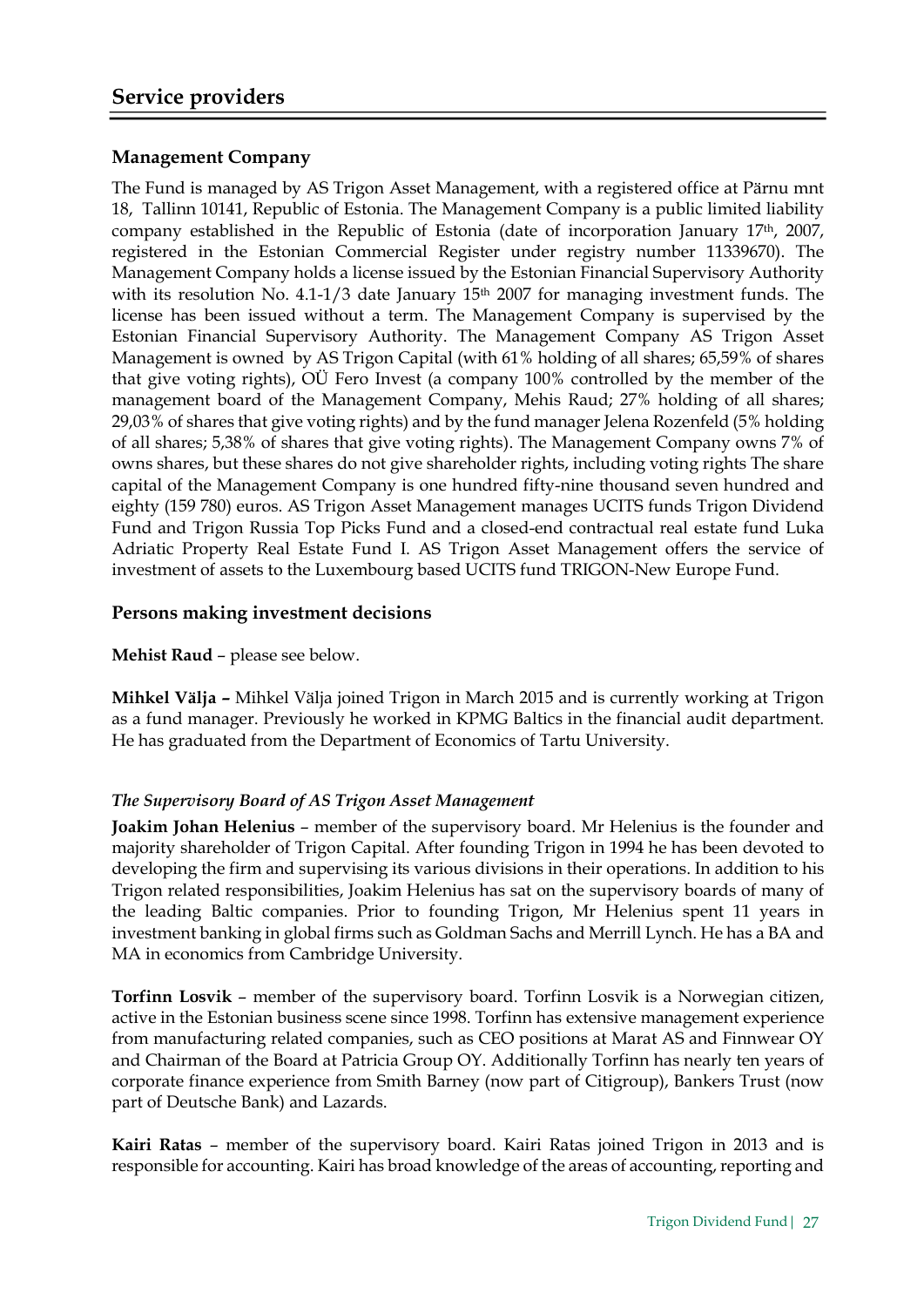## Service providers

### Management Company

The Fund is managed by AS Trigon Asset Management, with a registered office at Pärnu mnt 18, Tallinn 10141, Republic of Estonia. The Management Company is a public limited liability company established in the Republic of Estonia (date of incorporation January 17th, 2007, registered in the Estonian Commercial Register under registry number 11339670). The Management Company holds a license issued by the Estonian Financial Supervisory Authority with its resolution No. 4.1-1/3 date January 15th 2007 for managing investment funds. The license has been issued without a term. The Management Company is supervised by the Estonian Financial Supervisory Authority. The Management Company AS Trigon Asset Management is owned by AS Trigon Capital (with 61% holding of all shares; 65,59% of shares that give voting rights), OÜ Fero Invest (a company 100% controlled by the member of the management board of the Management Company, Mehis Raud; 27% holding of all shares; 29,03% of shares that give voting rights) and by the fund manager Jelena Rozenfeld (5% holding of all shares; 5,38% of shares that give voting rights). The Management Company owns 7% of owns shares, but these shares do not give shareholder rights, including voting rights The share capital of the Management Company is one hundred fifty-nine thousand seven hundred and eighty (159 780) euros. AS Trigon Asset Management manages UCITS funds Trigon Dividend Fund and Trigon Russia Top Picks Fund and a closed-end contractual real estate fund Luka Adriatic Property Real Estate Fund I. AS Trigon Asset Management offers the service of investment of assets to the Luxembourg based UCITS fund TRIGON-New Europe Fund.

### Persons making investment decisions

**Mehist Raud** – please see below.

**Mihkel Välja –** Mihkel Välja joined Trigon in March 2015 and is currently working at Trigon as a fund manager. Previously he worked in KPMG Baltics in the financial audit department. He has graduated from the Department of Economics of Tartu University.

#### *The Supervisory Board of AS Trigon Asset Management*

**Joakim Johan Helenius** – member of the supervisory board. Mr Helenius is the founder and majority shareholder of Trigon Capital. After founding Trigon in 1994 he has been devoted to developing the firm and supervising its various divisions in their operations. In addition to his Trigon related responsibilities, Joakim Helenius has sat on the supervisory boards of many of the leading Baltic companies. Prior to founding Trigon, Mr Helenius spent 11 years in investment banking in global firms such as Goldman Sachs and Merrill Lynch. He has a BA and MA in economics from Cambridge University.

**Torfinn Losvik** – member of the supervisory board. Torfinn Losvik is a Norwegian citizen, active in the Estonian business scene since 1998. Torfinn has extensive management experience from manufacturing related companies, such as CEO positions at Marat AS and Finnwear OY and Chairman of the Board at Patricia Group OY. Additionally Torfinn has nearly ten years of corporate finance experience from Smith Barney (now part of Citigroup), Bankers Trust (now part of Deutsche Bank) and Lazards.

**Kairi Ratas** – member of the supervisory board. Kairi Ratas joined Trigon in 2013 and is responsible for accounting. Kairi has broad knowledge of the areas of accounting, reporting and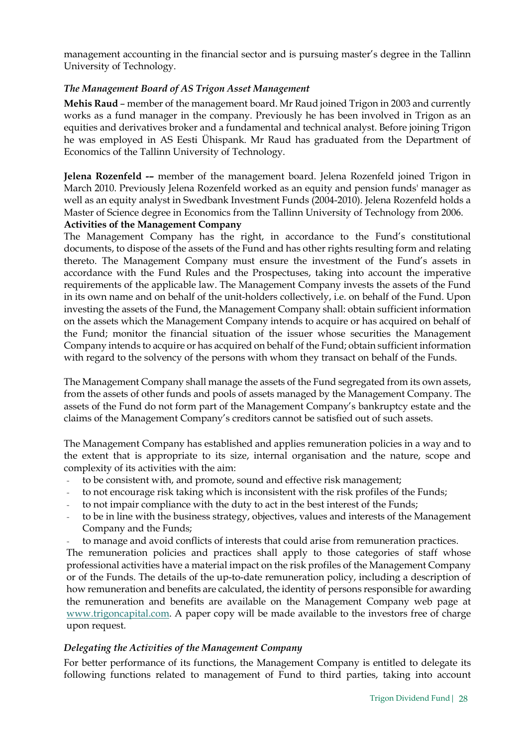management accounting in the financial sector and is pursuing master's degree in the Tallinn University of Technology.

### *The Management Board of AS Trigon Asset Management*

**Mehis Raud** – member of the management board. Mr Raud joined Trigon in 2003 and currently works as a fund manager in the company. Previously he has been involved in Trigon as an equities and derivatives broker and a fundamental and technical analyst. Before joining Trigon he was employed in AS Eesti Ühispank. Mr Raud has graduated from the Department of Economics of the Tallinn University of Technology.

**Jelena Rozenfeld -–** member of the management board. Jelena Rozenfeld joined Trigon in March 2010. Previously Jelena Rozenfeld worked as an equity and pension funds' manager as well as an equity analyst in Swedbank Investment Funds (2004-2010). Jelena Rozenfeld holds a Master of Science degree in Economics from the Tallinn University of Technology from 2006.

**Activities of the Management Company**

The Management Company has the right, in accordance to the Fund's constitutional documents, to dispose of the assets of the Fund and has other rights resulting form and relating thereto. The Management Company must ensure the investment of the Fund's assets in accordance with the Fund Rules and the Prospectuses, taking into account the imperative requirements of the applicable law. The Management Company invests the assets of the Fund in its own name and on behalf of the unit-holders collectively, i.e. on behalf of the Fund. Upon investing the assets of the Fund, the Management Company shall: obtain sufficient information on the assets which the Management Company intends to acquire or has acquired on behalf of the Fund; monitor the financial situation of the issuer whose securities the Management Company intends to acquire or has acquired on behalf of the Fund; obtain sufficient information with regard to the solvency of the persons with whom they transact on behalf of the Funds.

The Management Company shall manage the assets of the Fund segregated from its own assets, from the assets of other funds and pools of assets managed by the Management Company. The assets of the Fund do not form part of the Management Company's bankruptcy estate and the claims of the Management Company's creditors cannot be satisfied out of such assets.

The Management Company has established and applies remuneration policies in a way and to the extent that is appropriate to its size, internal organisation and the nature, scope and complexity of its activities with the aim:

- to be consistent with, and promote, sound and effective risk management;
- to not encourage risk taking which is inconsistent with the risk profiles of the Funds;
- to not impair compliance with the duty to act in the best interest of the Funds;
- to be in line with the business strategy, objectives, values and interests of the Management Company and the Funds;
- to manage and avoid conflicts of interests that could arise from remuneration practices.

The remuneration policies and practices shall apply to those categories of staff whose professional activities have a material impact on the risk profiles of the Management Company or of the Funds. The details of the up-to-date remuneration policy, including a description of how remuneration and benefits are calculated, the identity of persons responsible for awarding the remuneration and benefits are available on the Management Company web page at www.trigoncapital.com. A paper copy will be made available to the investors free of charge upon request.

### *Delegating the Activities of the Management Company*

For better performance of its functions, the Management Company is entitled to delegate its following functions related to management of Fund to third parties, taking into account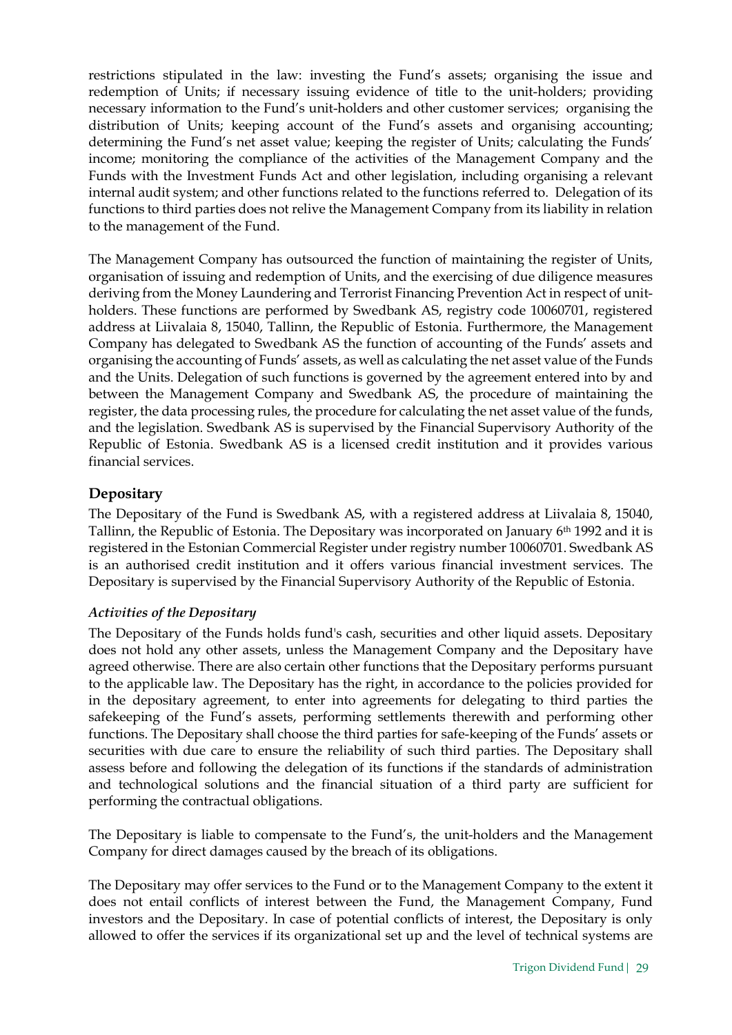restrictions stipulated in the law: investing the Fund's assets; organising the issue and redemption of Units; if necessary issuing evidence of title to the unit-holders; providing necessary information to the Fund's unit-holders and other customer services; organising the distribution of Units; keeping account of the Fund's assets and organising accounting; determining the Fund's net asset value; keeping the register of Units; calculating the Funds' income; monitoring the compliance of the activities of the Management Company and the Funds with the Investment Funds Act and other legislation, including organising a relevant internal audit system; and other functions related to the functions referred to. Delegation of its functions to third parties does not relive the Management Company from its liability in relation to the management of the Fund.

The Management Company has outsourced the function of maintaining the register of Units, organisation of issuing and redemption of Units, and the exercising of due diligence measures deriving from the Money Laundering and Terrorist Financing Prevention Act in respect of unit-holders. These functions are performed by Swedbank AS, registry code 10060701, registered address at Liivalaia 8, 15040, Tallinn, the Republic of Estonia. Furthermore, the Management Company has delegated to Swedbank AS the function of accounting of the Funds' assets and organising the accounting of Funds' assets, as well as calculating the net asset value of the Funds and the Units. Delegation of such functions is governed by the agreement entered into by and between the Management Company and Swedbank AS, the procedure of maintaining the register, the data processing rules, the procedure for calculating the net asset value of the funds, and the legislation. Swedbank AS is supervised by the Financial Supervisory Authority of the Republic of Estonia. Swedbank AS is a licensed credit institution and it provides various financial services.

## Depositary

The Depositary of the Fund is Swedbank AS, with a registered address at Liivalaia 8, 15040, Tallinn, the Republic of Estonia. The Depositary was incorporated on January 6th 1992 and it is registered in the Estonian Commercial Register under registry number 10060701. Swedbank AS is an authorised credit institution and it offers various financial investment services. The Depositary is supervised by the Financial Supervisory Authority of the Republic of Estonia.

### *Activities of the Depositary*

The Depositary of the Funds holds fund's cash, securities and other liquid assets. Depositary does not hold any other assets, unless the Management Company and the Depositary have agreed otherwise. There are also certain other functions that the Depositary performs pursuant to the applicable law. The Depositary has the right, in accordance to the policies provided for in the depositary agreement, to enter into agreements for delegating to third parties the safekeeping of the Fund's assets, performing settlements therewith and performing other functions. The Depositary shall choose the third parties for safe-keeping of the Funds' assets or securities with due care to ensure the reliability of such third parties. The Depositary shall assess before and following the delegation of its functions if the standards of administration and technological solutions and the financial situation of a third party are sufficient for performing the contractual obligations.

The Depositary is liable to compensate to the Fund's, the unit-holders and the Management Company for direct damages caused by the breach of its obligations.

The Depositary may offer services to the Fund or to the Management Company to the extent it does not entail conflicts of interest between the Fund, the Management Company, Fund investors and the Depositary. In case of potential conflicts of interest, the Depositary is only allowed to offer the services if its organizational set up and the level of technical systems are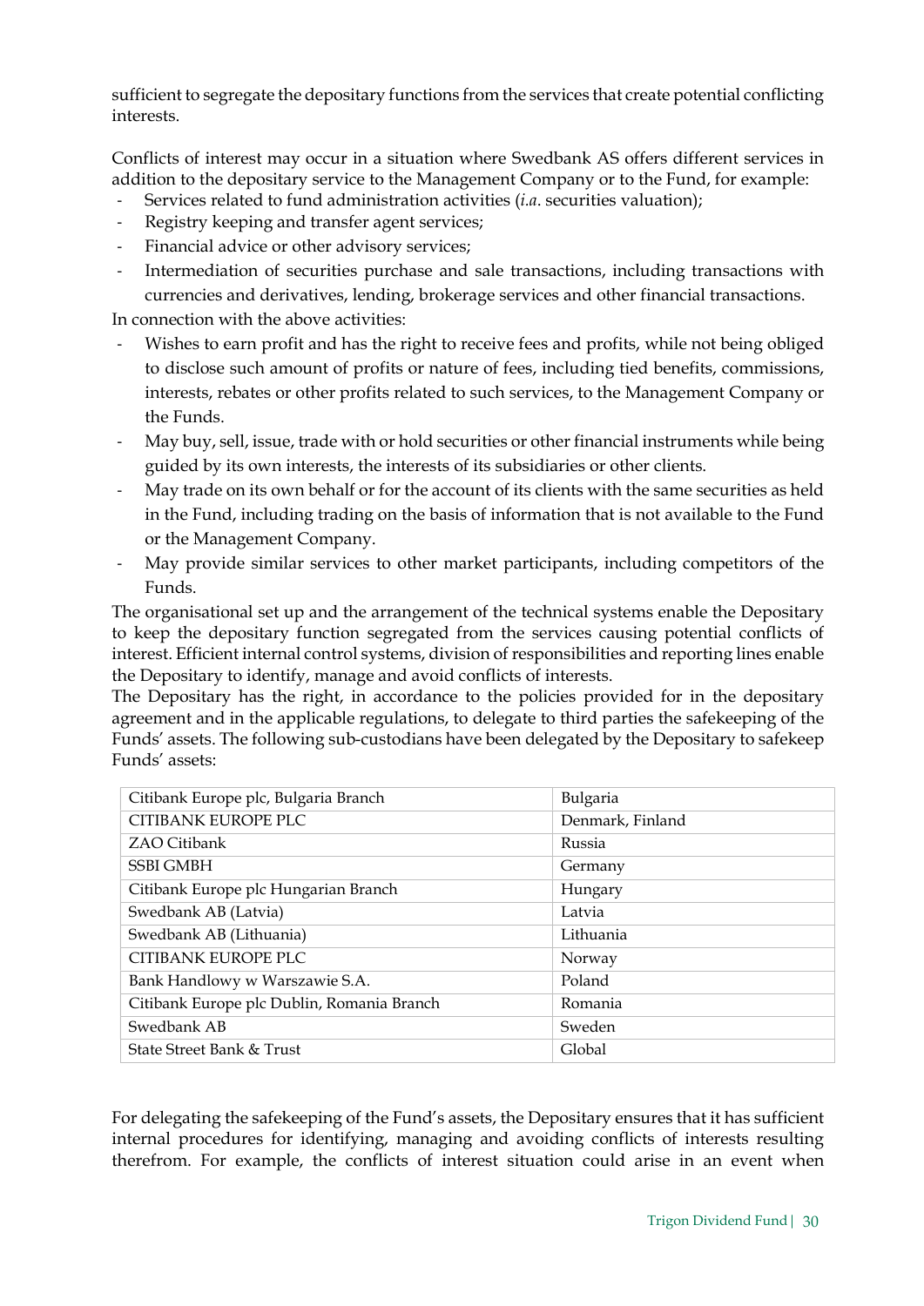sufficient to segregate the depositary functions from the services that create potential conflicting interests.

Conflicts of interest may occur in a situation where Swedbank AS offers different services in addition to the depositary service to the Management Company or to the Fund, for example:

- Services related to fund administration activities (*i.a.* securities valuation);
- Registry keeping and transfer agent services;
- Financial advice or other advisory services;
- Intermediation of securities purchase and sale transactions, including transactions with currencies and derivatives, lending, brokerage services and other financial transactions.

In connection with the above activities:

- Wishes to earn profit and has the right to receive fees and profits, while not being obliged to disclose such amount of profits or nature of fees, including tied benefits, commissions, interests, rebates or other profits related to such services, to the Management Company or the Funds.
- May buy, sell, issue, trade with or hold securities or other financial instruments while being guided by its own interests, the interests of its subsidiaries or other clients.
- May trade on its own behalf or for the account of its clients with the same securities as held in the Fund, including trading on the basis of information that is not available to the Fund or the Management Company.
- May provide similar services to other market participants, including competitors of the Funds.

The organisational set up and the arrangement of the technical systems enable the Depositary to keep the depositary function segregated from the services causing potential conflicts of interest. Efficient internal control systems, division of responsibilities and reporting lines enable the Depositary to identify, manage and avoid conflicts of interests.

The Depositary has the right, in accordance to the policies provided for in the depositary agreement and in the applicable regulations, to delegate to third parties the safekeeping of the Funds' assets. The following sub-custodians have been delegated by the Depositary to safekeep Funds' assets:

| | |
|---|---|
| Citibank Europe plc, Bulgaria Branch | Bulgaria |
| CITIBANK EUROPE PLC | Denmark, Finland |
| ZAO Citibank | Russia |
| SSBI GMBH | Germany |
| Citibank Europe plc Hungarian Branch | Hungary |
| Swedbank AB (Latvia) | Latvia |
| Swedbank AB (Lithuania) | Lithuania |
| CITIBANK EUROPE PLC | Norway |
| Bank Handlowy w Warszawie S.A. | Poland |
| Citibank Europe plc Dublin, Romania Branch | Romania |
| Swedbank AB | Sweden |
| State Street Bank & Trust | Global |

For delegating the safekeeping of the Fund's assets, the Depositary ensures that it has sufficient internal procedures for identifying, managing and avoiding conflicts of interests resulting therefrom. For example, the conflicts of interest situation could arise in an event when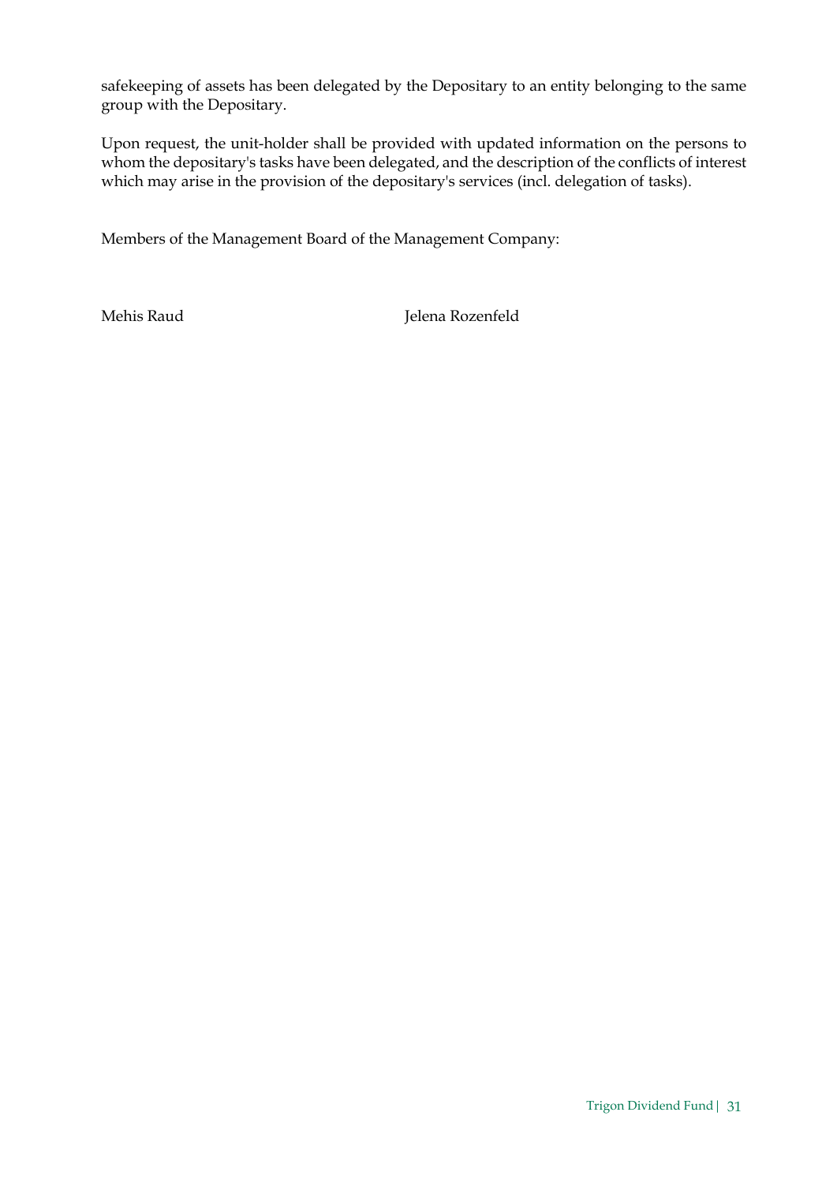safekeeping of assets has been delegated by the Depositary to an entity belonging to the same group with the Depositary.

Upon request, the unit-holder shall be provided with updated information on the persons to whom the depositary's tasks have been delegated, and the description of the conflicts of interest which may arise in the provision of the depositary's services (incl. delegation of tasks).

Members of the Management Board of the Management Company:

Mehis Raud

Jelena Rozenfeld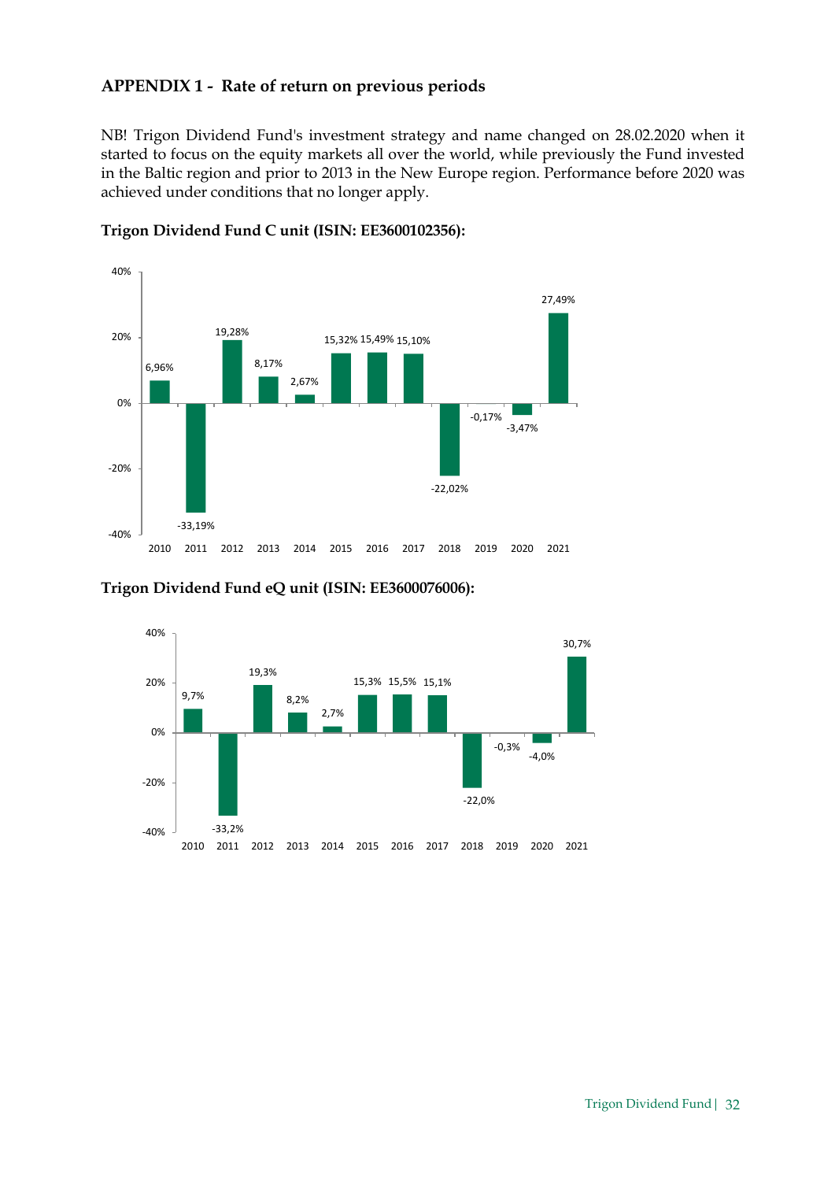## APPENDIX 1 - Rate of return on previous periods

NB! Trigon Dividend Fund's investment strategy and name changed on 28.02.2020 when it started to focus on the equity markets all over the world, while previously the Fund invested in the Baltic region and prior to 2013 in the New Europe region. Performance before 2020 was achieved under conditions that no longer apply.

**Trigon Dividend Fund C unit (ISIN: EE3600102356):**

| Year | Return |
|---|---|
| 2010 | 6,96% |
| 2011 | -33,19% |
| 2012 | 19,28% |
| 2013 | 8,17% |
| 2014 | 2,67% |
| 2015 | 15,32% |
| 2016 | 15,49% |
| 2017 | 15,10% |
| 2018 | -22,02% |
| 2019 | -0,17% |
| 2020 | -3,47% |
| 2021 | 27,49% |

**Trigon Dividend Fund eQ unit (ISIN: EE3600076006):**

| Year | Return |
|---|---|
| 2010 | 9,7% |
| 2011 | -33,2% |
| 2012 | 19,3% |
| 2013 | 8,2% |
| 2014 | 2,7% |
| 2015 | 15,3% |
| 2016 | 15,5% |
| 2017 | 15,1% |
| 2018 | -22,0% |
| 2019 | -0,3% |
| 2020 | -4,0% |
| 2021 | 30,7% |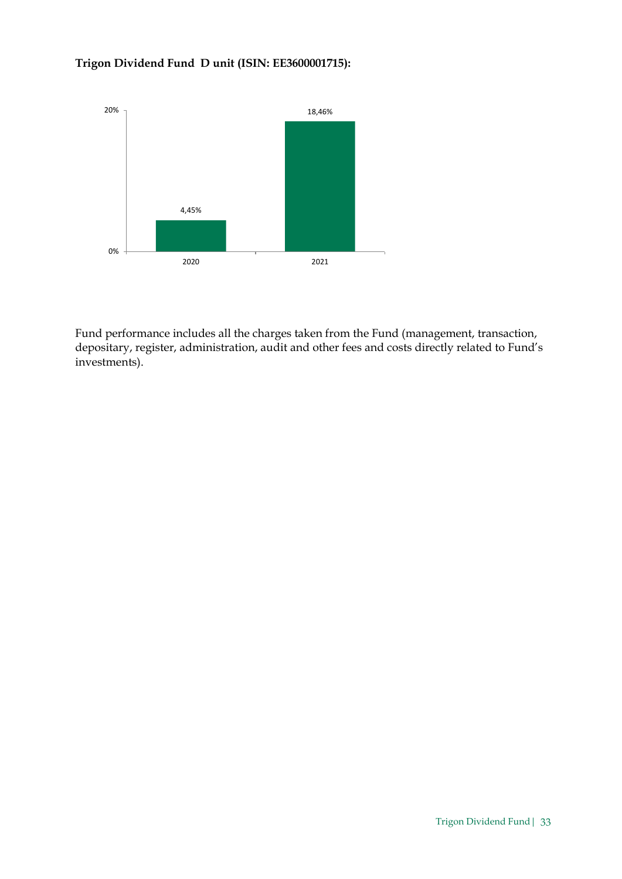**Trigon Dividend Fund  D unit (ISIN: EE3600001715):**

20%

18,46%

4,45%

0%

2020

2021

Fund performance includes all the charges taken from the Fund (management, transaction, depositary, register, administration, audit and other fees and costs directly related to Fund's investments).